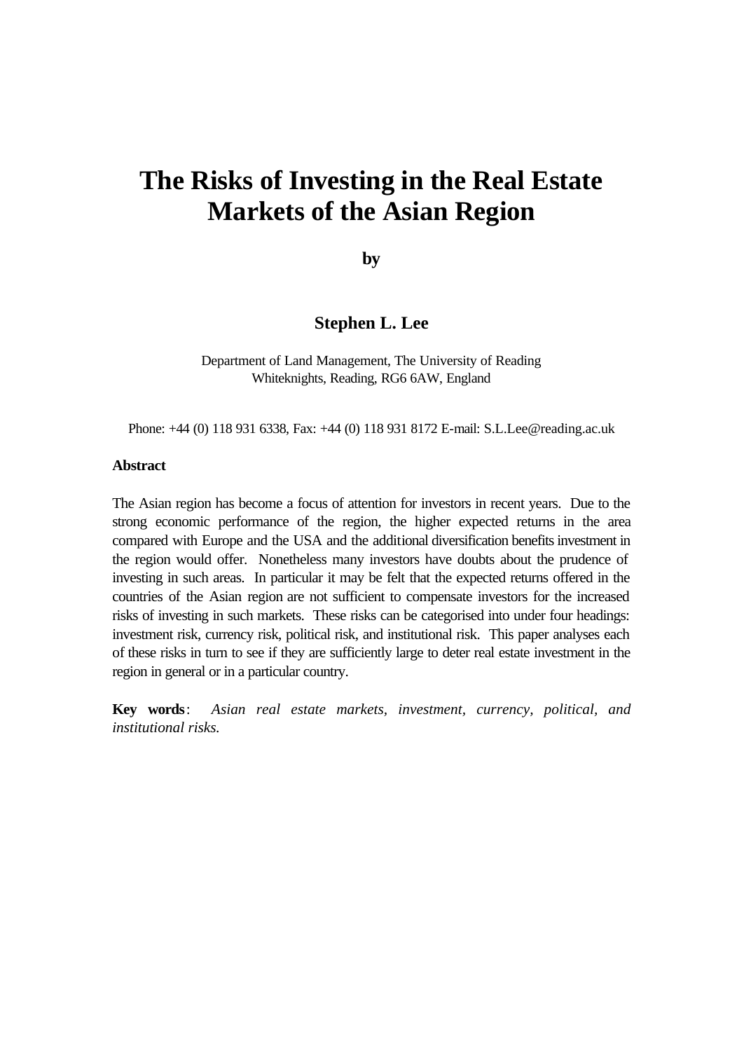# The Risks of Investing in the Real Estate Markets of the Asian Region

**by**

**Stephen L. Lee**

Department of Land Management, The University of Reading
Whiteknights, Reading, RG6 6AW, England

Phone: +44 (0) 118 931 6338, Fax: +44 (0) 118 931 8172 E-mail: S.L.Lee@reading.ac.uk

**Abstract**

The Asian region has become a focus of attention for investors in recent years. Due to the strong economic performance of the region, the higher expected returns in the area compared with Europe and the USA and the additional diversification benefits investment in the region would offer. Nonetheless many investors have doubts about the prudence of investing in such areas. In particular it may be felt that the expected returns offered in the countries of the Asian region are not sufficient to compensate investors for the increased risks of investing in such markets. These risks can be categorised into under four headings: investment risk, currency risk, political risk, and institutional risk. This paper analyses each of these risks in turn to see if they are sufficiently large to deter real estate investment in the region in general or in a particular country.

**Key words**: *Asian real estate markets, investment, currency, political, and institutional risks.*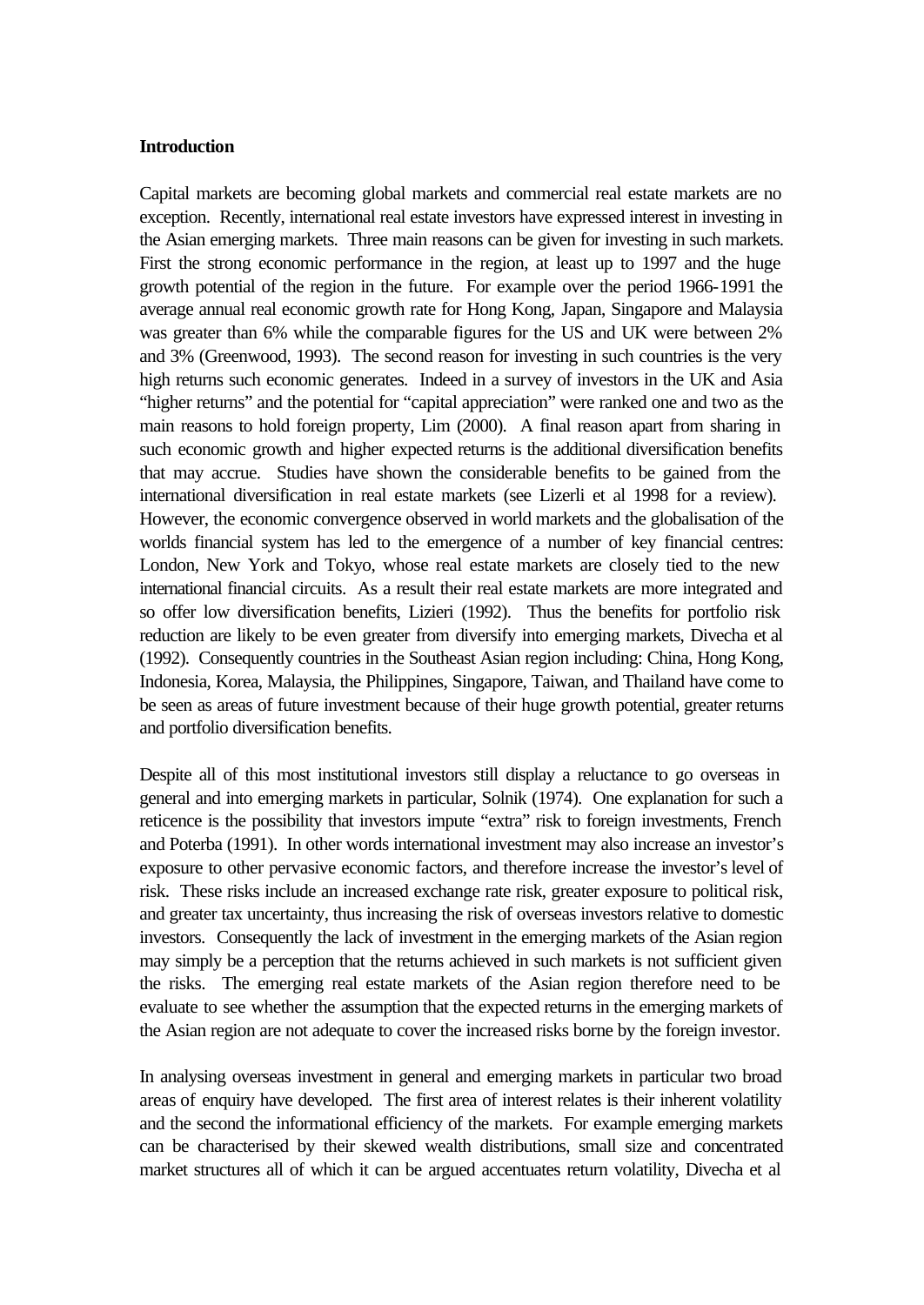## Introduction

Capital markets are becoming global markets and commercial real estate markets are no exception. Recently, international real estate investors have expressed interest in investing in the Asian emerging markets. Three main reasons can be given for investing in such markets. First the strong economic performance in the region, at least up to 1997 and the huge growth potential of the region in the future. For example over the period 1966-1991 the average annual real economic growth rate for Hong Kong, Japan, Singapore and Malaysia was greater than 6% while the comparable figures for the US and UK were between 2% and 3% (Greenwood, 1993). The second reason for investing in such countries is the very high returns such economic generates. Indeed in a survey of investors in the UK and Asia "higher returns" and the potential for "capital appreciation" were ranked one and two as the main reasons to hold foreign property, Lim (2000). A final reason apart from sharing in such economic growth and higher expected returns is the additional diversification benefits that may accrue. Studies have shown the considerable benefits to be gained from the international diversification in real estate markets (see Lizerli et al 1998 for a review). However, the economic convergence observed in world markets and the globalisation of the worlds financial system has led to the emergence of a number of key financial centres: London, New York and Tokyo, whose real estate markets are closely tied to the new international financial circuits. As a result their real estate markets are more integrated and so offer low diversification benefits, Lizieri (1992). Thus the benefits for portfolio risk reduction are likely to be even greater from diversify into emerging markets, Divecha et al (1992). Consequently countries in the Southeast Asian region including: China, Hong Kong, Indonesia, Korea, Malaysia, the Philippines, Singapore, Taiwan, and Thailand have come to be seen as areas of future investment because of their huge growth potential, greater returns and portfolio diversification benefits.

Despite all of this most institutional investors still display a reluctance to go overseas in general and into emerging markets in particular, Solnik (1974). One explanation for such a reticence is the possibility that investors impute "extra" risk to foreign investments, French and Poterba (1991). In other words international investment may also increase an investor's exposure to other pervasive economic factors, and therefore increase the investor's level of risk. These risks include an increased exchange rate risk, greater exposure to political risk, and greater tax uncertainty, thus increasing the risk of overseas investors relative to domestic investors. Consequently the lack of investment in the emerging markets of the Asian region may simply be a perception that the returns achieved in such markets is not sufficient given the risks. The emerging real estate markets of the Asian region therefore need to be evaluate to see whether the assumption that the expected returns in the emerging markets of the Asian region are not adequate to cover the increased risks borne by the foreign investor.

In analysing overseas investment in general and emerging markets in particular two broad areas of enquiry have developed. The first area of interest relates is their inherent volatility and the second the informational efficiency of the markets. For example emerging markets can be characterised by their skewed wealth distributions, small size and concentrated market structures all of which it can be argued accentuates return volatility, Divecha et al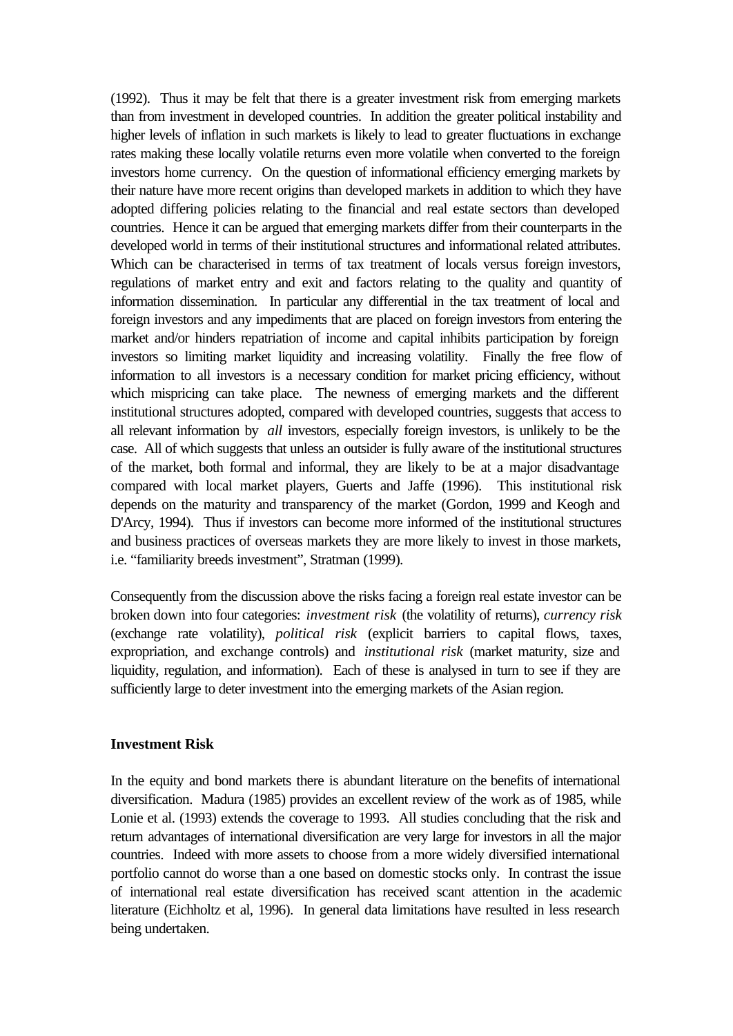(1992). Thus it may be felt that there is a greater investment risk from emerging markets than from investment in developed countries. In addition the greater political instability and higher levels of inflation in such markets is likely to lead to greater fluctuations in exchange rates making these locally volatile returns even more volatile when converted to the foreign investors home currency. On the question of informational efficiency emerging markets by their nature have more recent origins than developed markets in addition to which they have adopted differing policies relating to the financial and real estate sectors than developed countries. Hence it can be argued that emerging markets differ from their counterparts in the developed world in terms of their institutional structures and informational related attributes. Which can be characterised in terms of tax treatment of locals versus foreign investors, regulations of market entry and exit and factors relating to the quality and quantity of information dissemination. In particular any differential in the tax treatment of local and foreign investors and any impediments that are placed on foreign investors from entering the market and/or hinders repatriation of income and capital inhibits participation by foreign investors so limiting market liquidity and increasing volatility. Finally the free flow of information to all investors is a necessary condition for market pricing efficiency, without which mispricing can take place. The newness of emerging markets and the different institutional structures adopted, compared with developed countries, suggests that access to all relevant information by *all* investors, especially foreign investors, is unlikely to be the case. All of which suggests that unless an outsider is fully aware of the institutional structures of the market, both formal and informal, they are likely to be at a major disadvantage compared with local market players, Guerts and Jaffe (1996). This institutional risk depends on the maturity and transparency of the market (Gordon, 1999 and Keogh and D'Arcy, 1994). Thus if investors can become more informed of the institutional structures and business practices of overseas markets they are more likely to invest in those markets, i.e. "familiarity breeds investment", Stratman (1999).

Consequently from the discussion above the risks facing a foreign real estate investor can be broken down into four categories: *investment risk* (the volatility of returns), *currency risk* (exchange rate volatility), *political risk* (explicit barriers to capital flows, taxes, expropriation, and exchange controls) and *institutional risk* (market maturity, size and liquidity, regulation, and information). Each of these is analysed in turn to see if they are sufficiently large to deter investment into the emerging markets of the Asian region.

## Investment Risk

In the equity and bond markets there is abundant literature on the benefits of international diversification. Madura (1985) provides an excellent review of the work as of 1985, while Lonie et al. (1993) extends the coverage to 1993. All studies concluding that the risk and return advantages of international diversification are very large for investors in all the major countries. Indeed with more assets to choose from a more widely diversified international portfolio cannot do worse than a one based on domestic stocks only. In contrast the issue of international real estate diversification has received scant attention in the academic literature (Eichholtz et al, 1996). In general data limitations have resulted in less research being undertaken.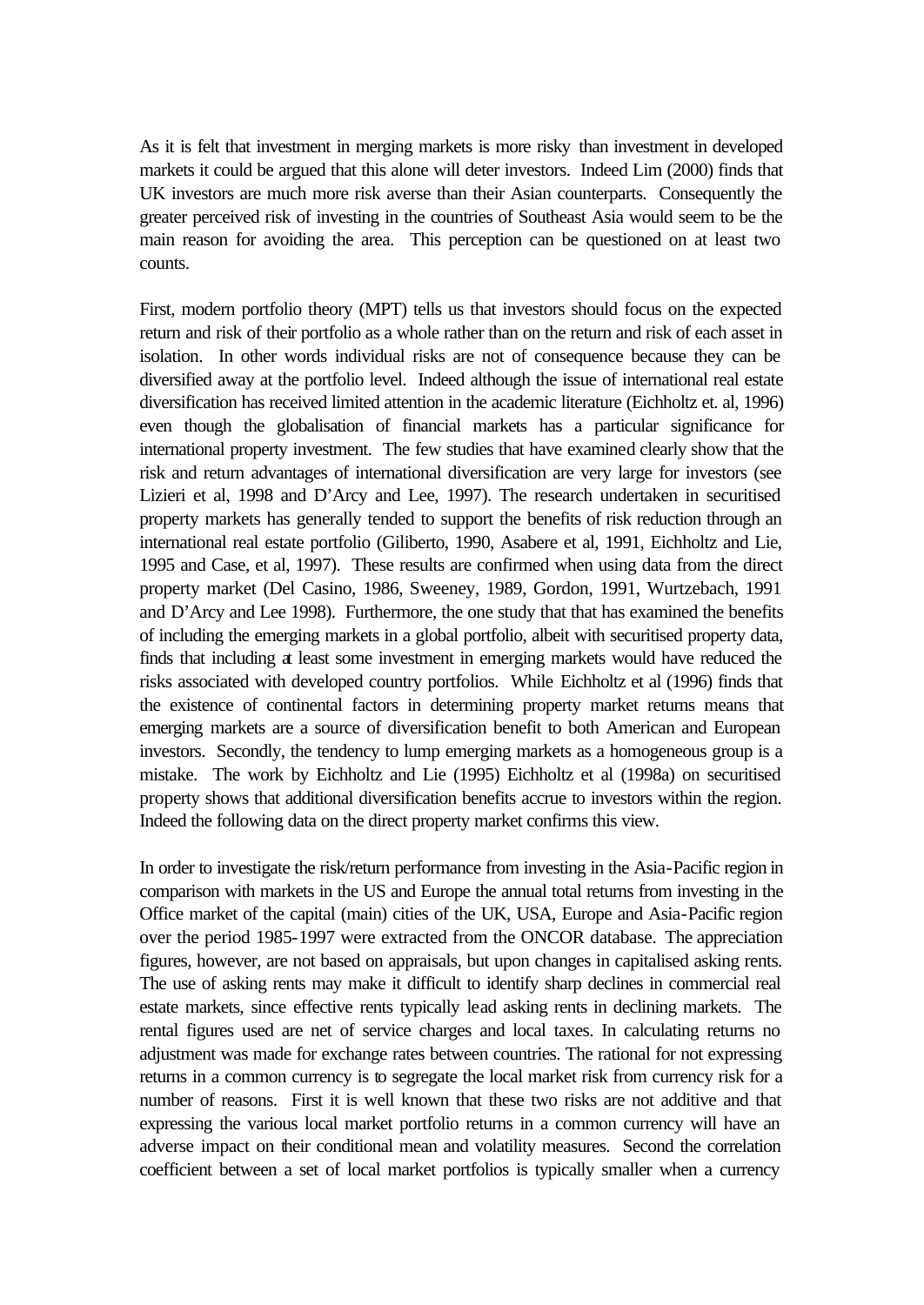As it is felt that investment in merging markets is more risky than investment in developed markets it could be argued that this alone will deter investors. Indeed Lim (2000) finds that UK investors are much more risk averse than their Asian counterparts. Consequently the greater perceived risk of investing in the countries of Southeast Asia would seem to be the main reason for avoiding the area. This perception can be questioned on at least two counts.

First, modern portfolio theory (MPT) tells us that investors should focus on the expected return and risk of their portfolio as a whole rather than on the return and risk of each asset in isolation. In other words individual risks are not of consequence because they can be diversified away at the portfolio level. Indeed although the issue of international real estate diversification has received limited attention in the academic literature (Eichholtz et. al, 1996) even though the globalisation of financial markets has a particular significance for international property investment. The few studies that have examined clearly show that the risk and return advantages of international diversification are very large for investors (see Lizieri et al, 1998 and D'Arcy and Lee, 1997). The research undertaken in securitised property markets has generally tended to support the benefits of risk reduction through an international real estate portfolio (Giliberto, 1990, Asabere et al, 1991, Eichholtz and Lie, 1995 and Case, et al, 1997). These results are confirmed when using data from the direct property market (Del Casino, 1986, Sweeney, 1989, Gordon, 1991, Wurtzebach, 1991 and D'Arcy and Lee 1998). Furthermore, the one study that that has examined the benefits of including the emerging markets in a global portfolio, albeit with securitised property data, finds that including at least some investment in emerging markets would have reduced the risks associated with developed country portfolios. While Eichholtz et al (1996) finds that the existence of continental factors in determining property market returns means that emerging markets are a source of diversification benefit to both American and European investors. Secondly, the tendency to lump emerging markets as a homogeneous group is a mistake. The work by Eichholtz and Lie (1995) Eichholtz et al (1998a) on securitised property shows that additional diversification benefits accrue to investors within the region. Indeed the following data on the direct property market confirms this view.

In order to investigate the risk/return performance from investing in the Asia-Pacific region in comparison with markets in the US and Europe the annual total returns from investing in the Office market of the capital (main) cities of the UK, USA, Europe and Asia-Pacific region over the period 1985-1997 were extracted from the ONCOR database. The appreciation figures, however, are not based on appraisals, but upon changes in capitalised asking rents. The use of asking rents may make it difficult to identify sharp declines in commercial real estate markets, since effective rents typically lead asking rents in declining markets. The rental figures used are net of service charges and local taxes. In calculating returns no adjustment was made for exchange rates between countries. The rational for not expressing returns in a common currency is to segregate the local market risk from currency risk for a number of reasons. First it is well known that these two risks are not additive and that expressing the various local market portfolio returns in a common currency will have an adverse impact on their conditional mean and volatility measures. Second the correlation coefficient between a set of local market portfolios is typically smaller when a currency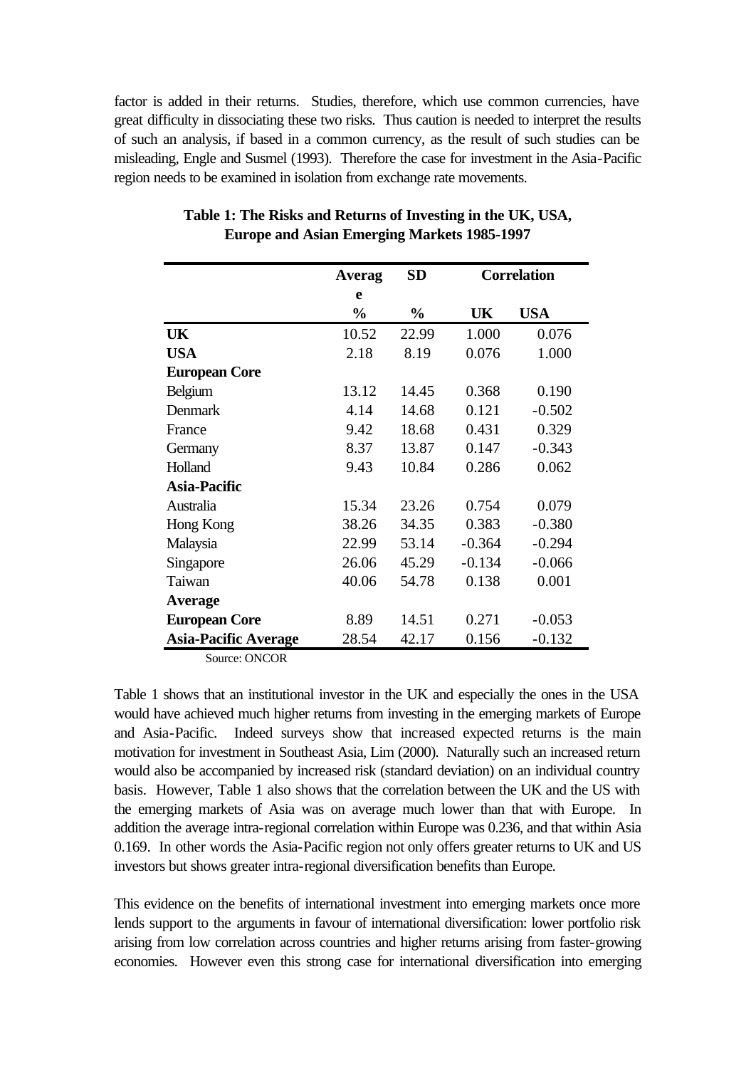factor is added in their returns. Studies, therefore, which use common currencies, have great difficulty in dissociating these two risks. Thus caution is needed to interpret the results of such an analysis, if based in a common currency, as the result of such studies can be misleading, Engle and Susmel (1993). Therefore the case for investment in the Asia-Pacific region needs to be examined in isolation from exchange rate movements.

**Table 1: The Risks and Returns of Investing in the UK, USA, Europe and Asian Emerging Markets 1985-1997**

| | Average | SD | Correlation | |
|---|---|---|---|---|
| | % | % | UK | USA |
| **UK** | 10.52 | 22.99 | 1.000 | 0.076 |
| **USA** | 2.18 | 8.19 | 0.076 | 1.000 |
| **European Core** | | | | |
| Belgium | 13.12 | 14.45 | 0.368 | 0.190 |
| Denmark | 4.14 | 14.68 | 0.121 | -0.502 |
| France | 9.42 | 18.68 | 0.431 | 0.329 |
| Germany | 8.37 | 13.87 | 0.147 | -0.343 |
| Holland | 9.43 | 10.84 | 0.286 | 0.062 |
| **Asia-Pacific** | | | | |
| Australia | 15.34 | 23.26 | 0.754 | 0.079 |
| Hong Kong | 38.26 | 34.35 | 0.383 | -0.380 |
| Malaysia | 22.99 | 53.14 | -0.364 | -0.294 |
| Singapore | 26.06 | 45.29 | -0.134 | -0.066 |
| Taiwan | 40.06 | 54.78 | 0.138 | 0.001 |
| **Average** | | | | |
| **European Core** | 8.89 | 14.51 | 0.271 | -0.053 |
| **Asia-Pacific Average** | 28.54 | 42.17 | 0.156 | -0.132 |

Source: ONCOR

Table 1 shows that an institutional investor in the UK and especially the ones in the USA would have achieved much higher returns from investing in the emerging markets of Europe and Asia-Pacific. Indeed surveys show that increased expected returns is the main motivation for investment in Southeast Asia, Lim (2000). Naturally such an increased return would also be accompanied by increased risk (standard deviation) on an individual country basis. However, Table 1 also shows that the correlation between the UK and the US with the emerging markets of Asia was on average much lower than that with Europe. In addition the average intra-regional correlation within Europe was 0.236, and that within Asia 0.169. In other words the Asia-Pacific region not only offers greater returns to UK and US investors but shows greater intra-regional diversification benefits than Europe.

This evidence on the benefits of international investment into emerging markets once more lends support to the arguments in favour of international diversification: lower portfolio risk arising from low correlation across countries and higher returns arising from faster-growing economies. However even this strong case for international diversification into emerging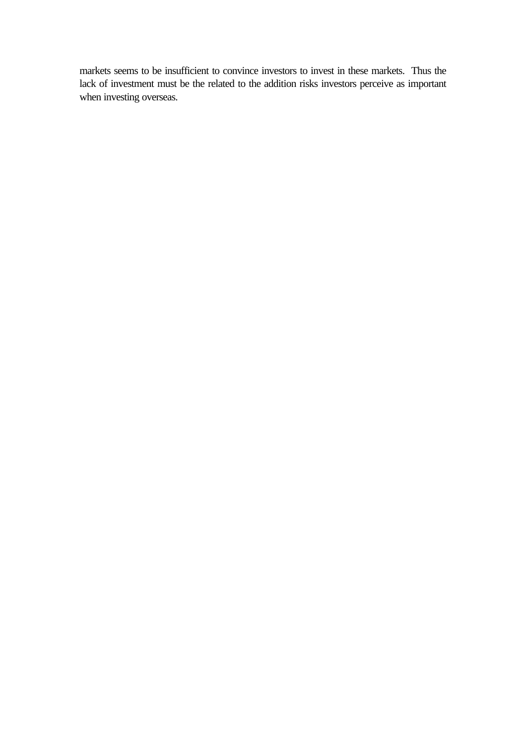markets seems to be insufficient to convince investors to invest in these markets. Thus the lack of investment must be the related to the addition risks investors perceive as important when investing overseas.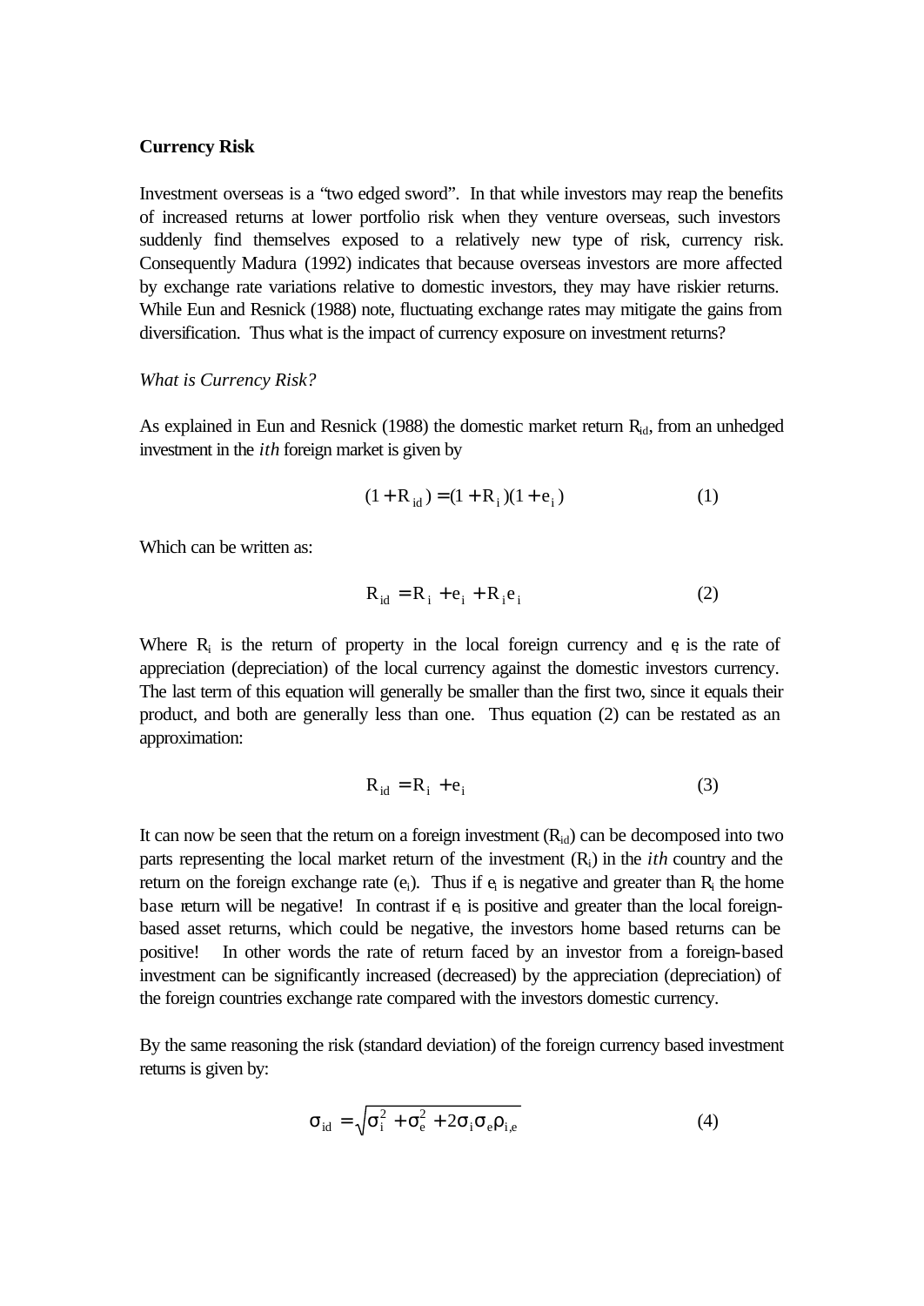**Currency Risk**

Investment overseas is a "two edged sword". In that while investors may reap the benefits of increased returns at lower portfolio risk when they venture overseas, such investors suddenly find themselves exposed to a relatively new type of risk, currency risk. Consequently Madura (1992) indicates that because overseas investors are more affected by exchange rate variations relative to domestic investors, they may have riskier returns. While Eun and Resnick (1988) note, fluctuating exchange rates may mitigate the gains from diversification. Thus what is the impact of currency exposure on investment returns?

*What is Currency Risk?*

As explained in Eun and Resnick (1988) the domestic market return $R_{id}$, from an unhedged investment in the *ith* foreign market is given by

$$(1 + R_{id}) = (1 + R_i)(1 + e_i) \qquad (1)$$

Which can be written as:

$$R_{id} = R_i + e_i + R_i e_i \qquad (2)$$

Where $R_i$ is the return of property in the local foreign currency and $e_i$ is the rate of appreciation (depreciation) of the local currency against the domestic investors currency. The last term of this equation will generally be smaller than the first two, since it equals their product, and both are generally less than one. Thus equation (2) can be restated as an approximation:

$$R_{id} = R_i + e_i \qquad (3)$$

It can now be seen that the return on a foreign investment ($R_{id}$) can be decomposed into two parts representing the local market return of the investment ($R_i$) in the *ith* country and the return on the foreign exchange rate ($e_i$). Thus if $e_i$ is negative and greater than $R_i$ the home base return will be negative! In contrast if $e_i$ is positive and greater than the local foreign-based asset returns, which could be negative, the investors home based returns can be positive! In other words the rate of return faced by an investor from a foreign-based investment can be significantly increased (decreased) by the appreciation (depreciation) of the foreign countries exchange rate compared with the investors domestic currency.

By the same reasoning the risk (standard deviation) of the foreign currency based investment returns is given by:

$$\sigma_{id} = \sqrt{\sigma_i^2 + \sigma_e^2 + 2\sigma_i \sigma_e \rho_{i,e}} \qquad (4)$$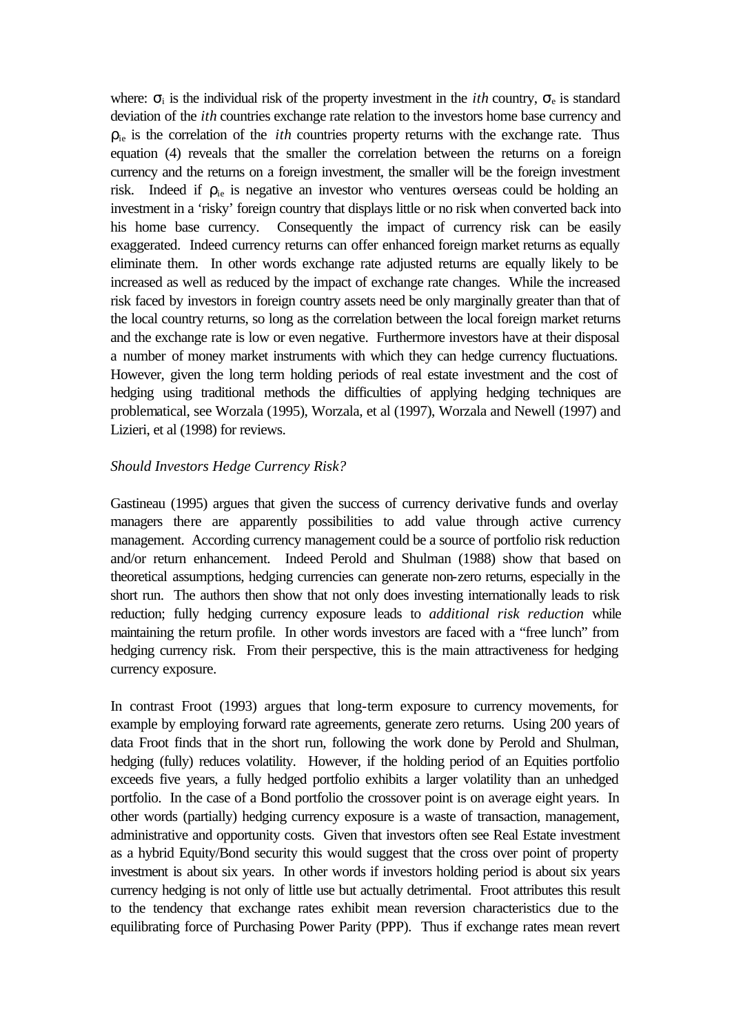where: $\sigma_i$ is the individual risk of the property investment in the *ith* country, $\sigma_e$ is standard deviation of the *ith* countries exchange rate relation to the investors home base currency and $\rho_{ie}$ is the correlation of the *ith* countries property returns with the exchange rate. Thus equation (4) reveals that the smaller the correlation between the returns on a foreign currency and the returns on a foreign investment, the smaller will be the foreign investment risk. Indeed if $\rho_{ie}$ is negative an investor who ventures overseas could be holding an investment in a 'risky' foreign country that displays little or no risk when converted back into his home base currency. Consequently the impact of currency risk can be easily exaggerated. Indeed currency returns can offer enhanced foreign market returns as equally eliminate them. In other words exchange rate adjusted returns are equally likely to be increased as well as reduced by the impact of exchange rate changes. While the increased risk faced by investors in foreign country assets need be only marginally greater than that of the local country returns, so long as the correlation between the local foreign market returns and the exchange rate is low or even negative. Furthermore investors have at their disposal a number of money market instruments with which they can hedge currency fluctuations. However, given the long term holding periods of real estate investment and the cost of hedging using traditional methods the difficulties of applying hedging techniques are problematical, see Worzala (1995), Worzala, et al (1997), Worzala and Newell (1997) and Lizieri, et al (1998) for reviews.

*Should Investors Hedge Currency Risk?*

Gastineau (1995) argues that given the success of currency derivative funds and overlay managers there are apparently possibilities to add value through active currency management. According currency management could be a source of portfolio risk reduction and/or return enhancement. Indeed Perold and Shulman (1988) show that based on theoretical assumptions, hedging currencies can generate non-zero returns, especially in the short run. The authors then show that not only does investing internationally leads to risk reduction; fully hedging currency exposure leads to *additional risk reduction* while maintaining the return profile. In other words investors are faced with a "free lunch" from hedging currency risk. From their perspective, this is the main attractiveness for hedging currency exposure.

In contrast Froot (1993) argues that long-term exposure to currency movements, for example by employing forward rate agreements, generate zero returns. Using 200 years of data Froot finds that in the short run, following the work done by Perold and Shulman, hedging (fully) reduces volatility. However, if the holding period of an Equities portfolio exceeds five years, a fully hedged portfolio exhibits a larger volatility than an unhedged portfolio. In the case of a Bond portfolio the crossover point is on average eight years. In other words (partially) hedging currency exposure is a waste of transaction, management, administrative and opportunity costs. Given that investors often see Real Estate investment as a hybrid Equity/Bond security this would suggest that the cross over point of property investment is about six years. In other words if investors holding period is about six years currency hedging is not only of little use but actually detrimental. Froot attributes this result to the tendency that exchange rates exhibit mean reversion characteristics due to the equilibrating force of Purchasing Power Parity (PPP). Thus if exchange rates mean revert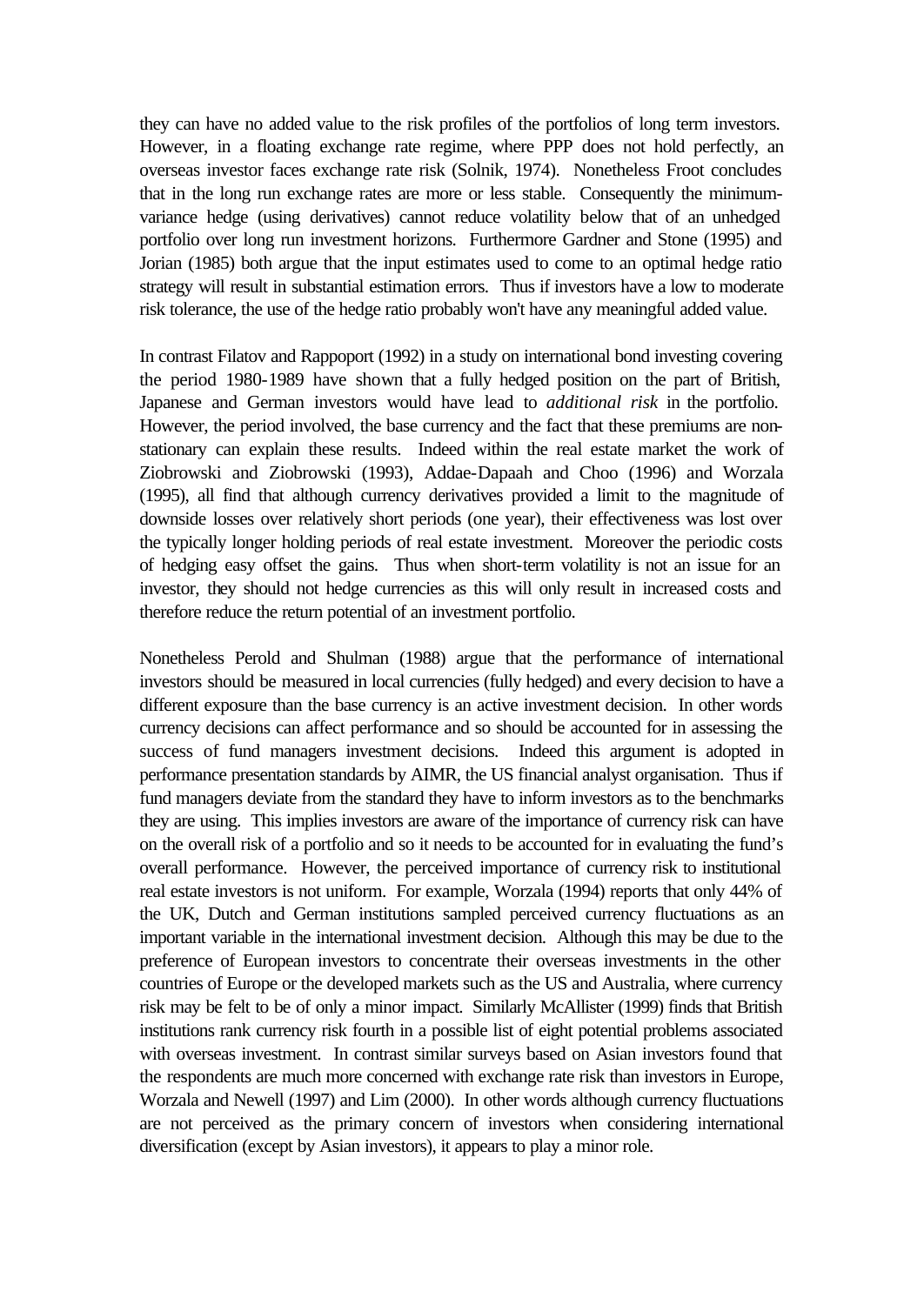they can have no added value to the risk profiles of the portfolios of long term investors. However, in a floating exchange rate regime, where PPP does not hold perfectly, an overseas investor faces exchange rate risk (Solnik, 1974). Nonetheless Froot concludes that in the long run exchange rates are more or less stable. Consequently the minimum-variance hedge (using derivatives) cannot reduce volatility below that of an unhedged portfolio over long run investment horizons. Furthermore Gardner and Stone (1995) and Jorian (1985) both argue that the input estimates used to come to an optimal hedge ratio strategy will result in substantial estimation errors. Thus if investors have a low to moderate risk tolerance, the use of the hedge ratio probably won't have any meaningful added value.

In contrast Filatov and Rappoport (1992) in a study on international bond investing covering the period 1980-1989 have shown that a fully hedged position on the part of British, Japanese and German investors would have lead to *additional risk* in the portfolio. However, the period involved, the base currency and the fact that these premiums are non-stationary can explain these results. Indeed within the real estate market the work of Ziobrowski and Ziobrowski (1993), Addae-Dapaah and Choo (1996) and Worzala (1995), all find that although currency derivatives provided a limit to the magnitude of downside losses over relatively short periods (one year), their effectiveness was lost over the typically longer holding periods of real estate investment. Moreover the periodic costs of hedging easy offset the gains. Thus when short-term volatility is not an issue for an investor, they should not hedge currencies as this will only result in increased costs and therefore reduce the return potential of an investment portfolio.

Nonetheless Perold and Shulman (1988) argue that the performance of international investors should be measured in local currencies (fully hedged) and every decision to have a different exposure than the base currency is an active investment decision. In other words currency decisions can affect performance and so should be accounted for in assessing the success of fund managers investment decisions. Indeed this argument is adopted in performance presentation standards by AIMR, the US financial analyst organisation. Thus if fund managers deviate from the standard they have to inform investors as to the benchmarks they are using. This implies investors are aware of the importance of currency risk can have on the overall risk of a portfolio and so it needs to be accounted for in evaluating the fund's overall performance. However, the perceived importance of currency risk to institutional real estate investors is not uniform. For example, Worzala (1994) reports that only 44% of the UK, Dutch and German institutions sampled perceived currency fluctuations as an important variable in the international investment decision. Although this may be due to the preference of European investors to concentrate their overseas investments in the other countries of Europe or the developed markets such as the US and Australia, where currency risk may be felt to be of only a minor impact. Similarly McAllister (1999) finds that British institutions rank currency risk fourth in a possible list of eight potential problems associated with overseas investment. In contrast similar surveys based on Asian investors found that the respondents are much more concerned with exchange rate risk than investors in Europe, Worzala and Newell (1997) and Lim (2000). In other words although currency fluctuations are not perceived as the primary concern of investors when considering international diversification (except by Asian investors), it appears to play a minor role.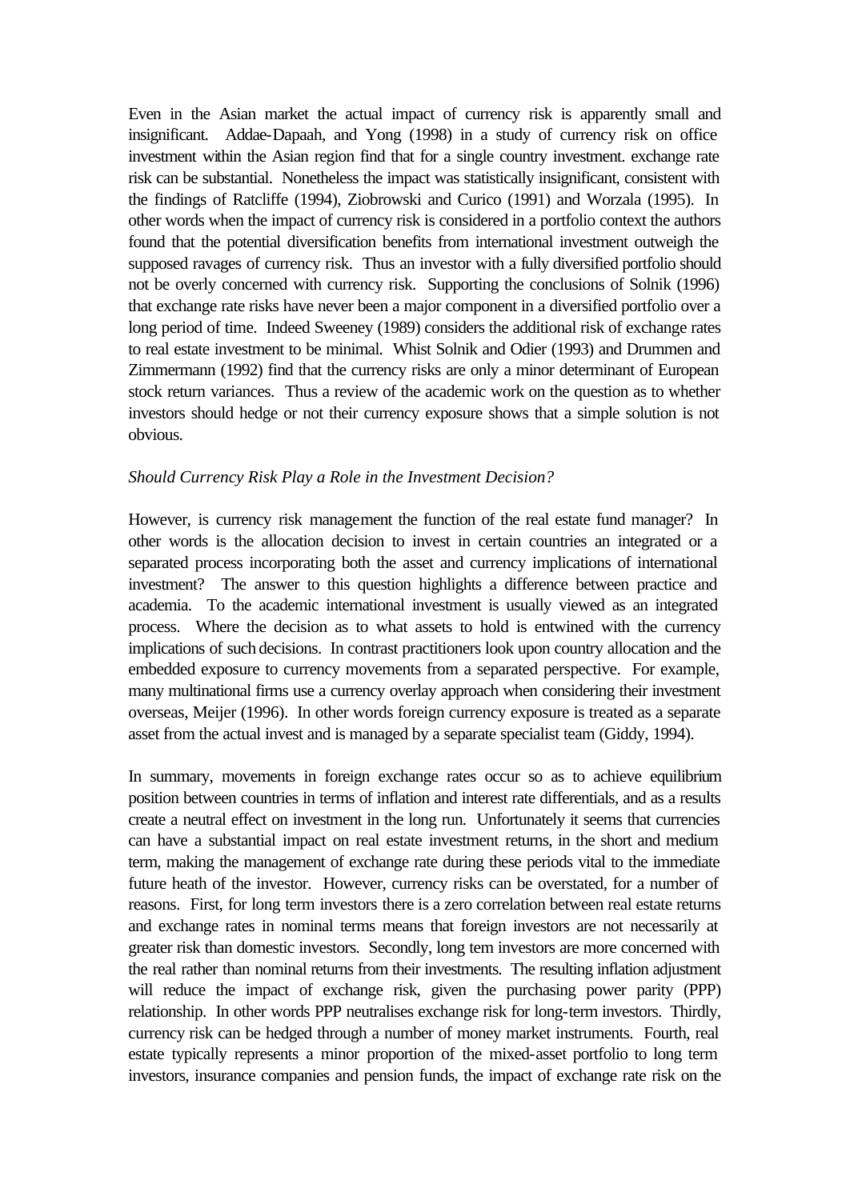Even in the Asian market the actual impact of currency risk is apparently small and insignificant. Addae-Dapaah, and Yong (1998) in a study of currency risk on office investment within the Asian region find that for a single country investment. exchange rate risk can be substantial. Nonetheless the impact was statistically insignificant, consistent with the findings of Ratcliffe (1994), Ziobrowski and Curico (1991) and Worzala (1995). In other words when the impact of currency risk is considered in a portfolio context the authors found that the potential diversification benefits from international investment outweigh the supposed ravages of currency risk. Thus an investor with a fully diversified portfolio should not be overly concerned with currency risk. Supporting the conclusions of Solnik (1996) that exchange rate risks have never been a major component in a diversified portfolio over a long period of time. Indeed Sweeney (1989) considers the additional risk of exchange rates to real estate investment to be minimal. Whist Solnik and Odier (1993) and Drummen and Zimmermann (1992) find that the currency risks are only a minor determinant of European stock return variances. Thus a review of the academic work on the question as to whether investors should hedge or not their currency exposure shows that a simple solution is not obvious.

*Should Currency Risk Play a Role in the Investment Decision?*

However, is currency risk management the function of the real estate fund manager? In other words is the allocation decision to invest in certain countries an integrated or a separated process incorporating both the asset and currency implications of international investment? The answer to this question highlights a difference between practice and academia. To the academic international investment is usually viewed as an integrated process. Where the decision as to what assets to hold is entwined with the currency implications of such decisions. In contrast practitioners look upon country allocation and the embedded exposure to currency movements from a separated perspective. For example, many multinational firms use a currency overlay approach when considering their investment overseas, Meijer (1996). In other words foreign currency exposure is treated as a separate asset from the actual invest and is managed by a separate specialist team (Giddy, 1994).

In summary, movements in foreign exchange rates occur so as to achieve equilibrium position between countries in terms of inflation and interest rate differentials, and as a results create a neutral effect on investment in the long run. Unfortunately it seems that currencies can have a substantial impact on real estate investment returns, in the short and medium term, making the management of exchange rate during these periods vital to the immediate future heath of the investor. However, currency risks can be overstated, for a number of reasons. First, for long term investors there is a zero correlation between real estate returns and exchange rates in nominal terms means that foreign investors are not necessarily at greater risk than domestic investors. Secondly, long tem investors are more concerned with the real rather than nominal returns from their investments. The resulting inflation adjustment will reduce the impact of exchange risk, given the purchasing power parity (PPP) relationship. In other words PPP neutralises exchange risk for long-term investors. Thirdly, currency risk can be hedged through a number of money market instruments. Fourth, real estate typically represents a minor proportion of the mixed-asset portfolio to long term investors, insurance companies and pension funds, the impact of exchange rate risk on the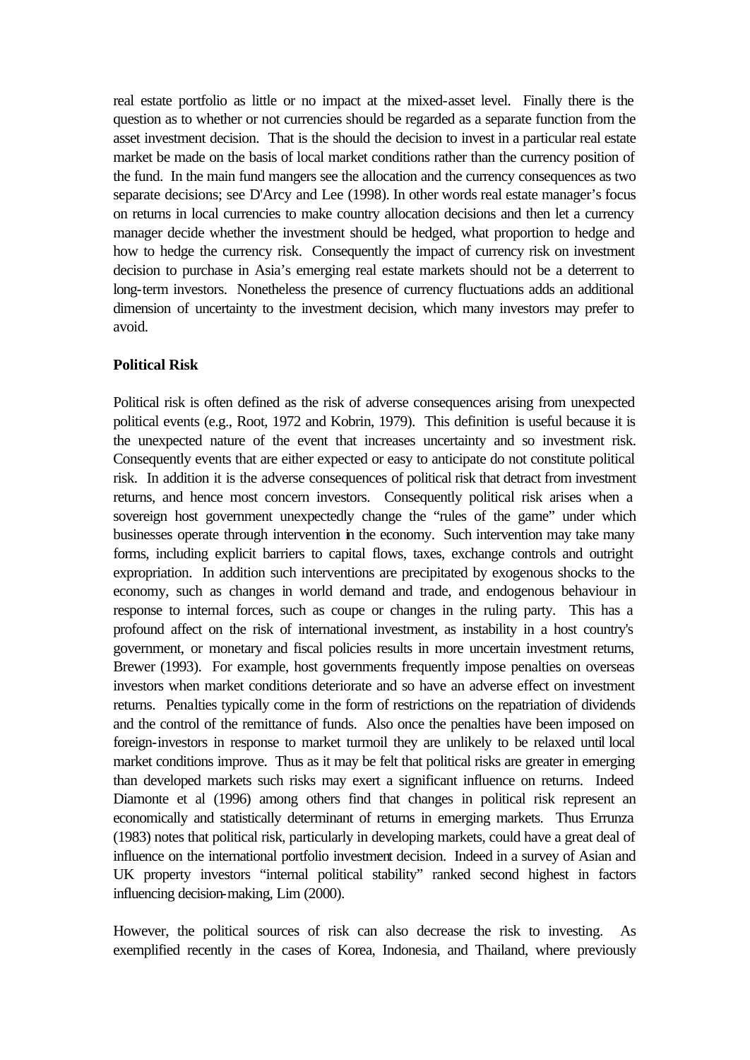real estate portfolio as little or no impact at the mixed-asset level. Finally there is the question as to whether or not currencies should be regarded as a separate function from the asset investment decision. That is the should the decision to invest in a particular real estate market be made on the basis of local market conditions rather than the currency position of the fund. In the main fund mangers see the allocation and the currency consequences as two separate decisions; see D'Arcy and Lee (1998). In other words real estate manager's focus on returns in local currencies to make country allocation decisions and then let a currency manager decide whether the investment should be hedged, what proportion to hedge and how to hedge the currency risk. Consequently the impact of currency risk on investment decision to purchase in Asia's emerging real estate markets should not be a deterrent to long-term investors. Nonetheless the presence of currency fluctuations adds an additional dimension of uncertainty to the investment decision, which many investors may prefer to avoid.

**Political Risk**

Political risk is often defined as the risk of adverse consequences arising from unexpected political events (e.g., Root, 1972 and Kobrin, 1979). This definition is useful because it is the unexpected nature of the event that increases uncertainty and so investment risk. Consequently events that are either expected or easy to anticipate do not constitute political risk. In addition it is the adverse consequences of political risk that detract from investment returns, and hence most concern investors. Consequently political risk arises when a sovereign host government unexpectedly change the "rules of the game" under which businesses operate through intervention in the economy. Such intervention may take many forms, including explicit barriers to capital flows, taxes, exchange controls and outright expropriation. In addition such interventions are precipitated by exogenous shocks to the economy, such as changes in world demand and trade, and endogenous behaviour in response to internal forces, such as coupe or changes in the ruling party. This has a profound affect on the risk of international investment, as instability in a host country's government, or monetary and fiscal policies results in more uncertain investment returns, Brewer (1993). For example, host governments frequently impose penalties on overseas investors when market conditions deteriorate and so have an adverse effect on investment returns. Penalties typically come in the form of restrictions on the repatriation of dividends and the control of the remittance of funds. Also once the penalties have been imposed on foreign-investors in response to market turmoil they are unlikely to be relaxed until local market conditions improve. Thus as it may be felt that political risks are greater in emerging than developed markets such risks may exert a significant influence on returns. Indeed Diamonte et al (1996) among others find that changes in political risk represent an economically and statistically determinant of returns in emerging markets. Thus Errunza (1983) notes that political risk, particularly in developing markets, could have a great deal of influence on the international portfolio investment decision. Indeed in a survey of Asian and UK property investors "internal political stability" ranked second highest in factors influencing decision-making, Lim (2000).

However, the political sources of risk can also decrease the risk to investing. As exemplified recently in the cases of Korea, Indonesia, and Thailand, where previously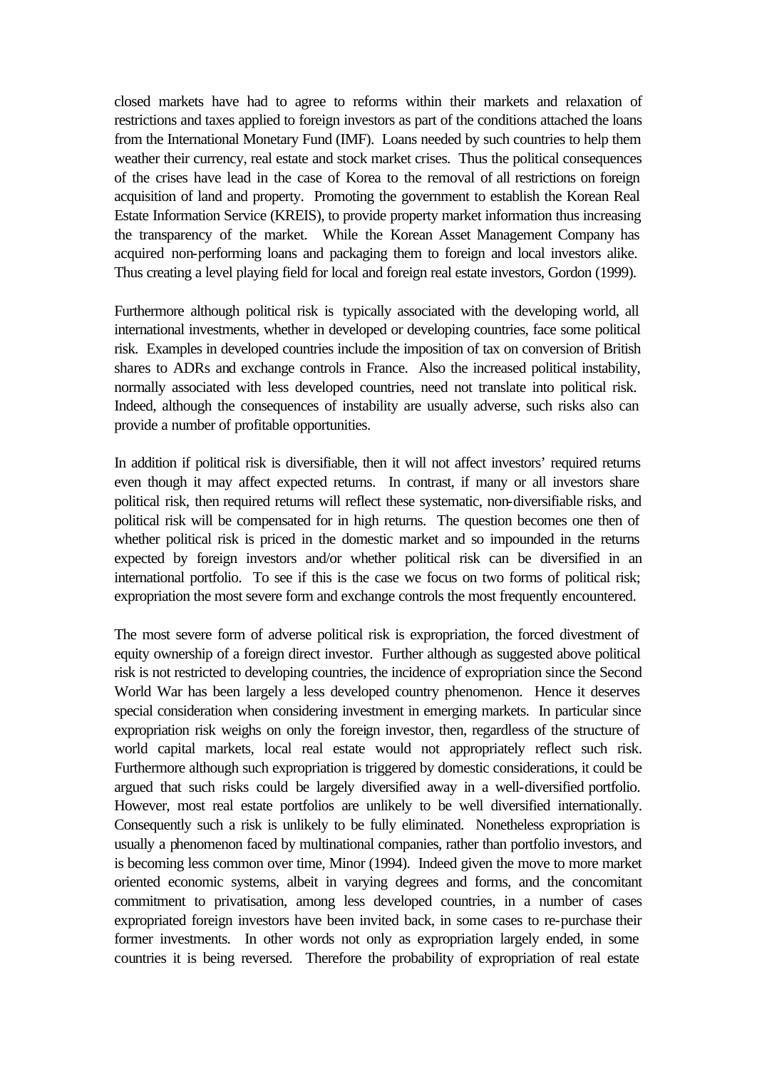closed markets have had to agree to reforms within their markets and relaxation of restrictions and taxes applied to foreign investors as part of the conditions attached the loans from the International Monetary Fund (IMF). Loans needed by such countries to help them weather their currency, real estate and stock market crises. Thus the political consequences of the crises have lead in the case of Korea to the removal of all restrictions on foreign acquisition of land and property. Promoting the government to establish the Korean Real Estate Information Service (KREIS), to provide property market information thus increasing the transparency of the market. While the Korean Asset Management Company has acquired non-performing loans and packaging them to foreign and local investors alike. Thus creating a level playing field for local and foreign real estate investors, Gordon (1999).

Furthermore although political risk is typically associated with the developing world, all international investments, whether in developed or developing countries, face some political risk. Examples in developed countries include the imposition of tax on conversion of British shares to ADRs and exchange controls in France. Also the increased political instability, normally associated with less developed countries, need not translate into political risk. Indeed, although the consequences of instability are usually adverse, such risks also can provide a number of profitable opportunities.

In addition if political risk is diversifiable, then it will not affect investors' required returns even though it may affect expected returns. In contrast, if many or all investors share political risk, then required returns will reflect these systematic, non-diversifiable risks, and political risk will be compensated for in high returns. The question becomes one then of whether political risk is priced in the domestic market and so impounded in the returns expected by foreign investors and/or whether political risk can be diversified in an international portfolio. To see if this is the case we focus on two forms of political risk; expropriation the most severe form and exchange controls the most frequently encountered.

The most severe form of adverse political risk is expropriation, the forced divestment of equity ownership of a foreign direct investor. Further although as suggested above political risk is not restricted to developing countries, the incidence of expropriation since the Second World War has been largely a less developed country phenomenon. Hence it deserves special consideration when considering investment in emerging markets. In particular since expropriation risk weighs on only the foreign investor, then, regardless of the structure of world capital markets, local real estate would not appropriately reflect such risk. Furthermore although such expropriation is triggered by domestic considerations, it could be argued that such risks could be largely diversified away in a well-diversified portfolio. However, most real estate portfolios are unlikely to be well diversified internationally. Consequently such a risk is unlikely to be fully eliminated. Nonetheless expropriation is usually a phenomenon faced by multinational companies, rather than portfolio investors, and is becoming less common over time, Minor (1994). Indeed given the move to more market oriented economic systems, albeit in varying degrees and forms, and the concomitant commitment to privatisation, among less developed countries, in a number of cases expropriated foreign investors have been invited back, in some cases to re-purchase their former investments. In other words not only as expropriation largely ended, in some countries it is being reversed. Therefore the probability of expropriation of real estate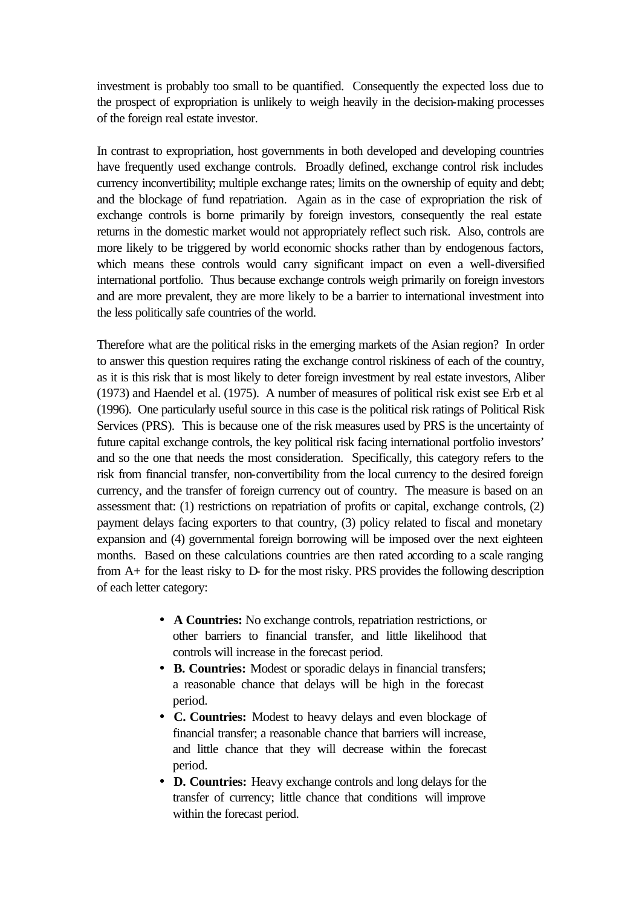investment is probably too small to be quantified. Consequently the expected loss due to the prospect of expropriation is unlikely to weigh heavily in the decision-making processes of the foreign real estate investor.

In contrast to expropriation, host governments in both developed and developing countries have frequently used exchange controls. Broadly defined, exchange control risk includes currency inconvertibility; multiple exchange rates; limits on the ownership of equity and debt; and the blockage of fund repatriation. Again as in the case of expropriation the risk of exchange controls is borne primarily by foreign investors, consequently the real estate returns in the domestic market would not appropriately reflect such risk. Also, controls are more likely to be triggered by world economic shocks rather than by endogenous factors, which means these controls would carry significant impact on even a well-diversified international portfolio. Thus because exchange controls weigh primarily on foreign investors and are more prevalent, they are more likely to be a barrier to international investment into the less politically safe countries of the world.

Therefore what are the political risks in the emerging markets of the Asian region? In order to answer this question requires rating the exchange control riskiness of each of the country, as it is this risk that is most likely to deter foreign investment by real estate investors, Aliber (1973) and Haendel et al. (1975). A number of measures of political risk exist see Erb et al (1996). One particularly useful source in this case is the political risk ratings of Political Risk Services (PRS). This is because one of the risk measures used by PRS is the uncertainty of future capital exchange controls, the key political risk facing international portfolio investors' and so the one that needs the most consideration. Specifically, this category refers to the risk from financial transfer, non-convertibility from the local currency to the desired foreign currency, and the transfer of foreign currency out of country. The measure is based on an assessment that: (1) restrictions on repatriation of profits or capital, exchange controls, (2) payment delays facing exporters to that country, (3) policy related to fiscal and monetary expansion and (4) governmental foreign borrowing will be imposed over the next eighteen months. Based on these calculations countries are then rated according to a scale ranging from A+ for the least risky to D- for the most risky. PRS provides the following description of each letter category:

- **A Countries:** No exchange controls, repatriation restrictions, or other barriers to financial transfer, and little likelihood that controls will increase in the forecast period.
- **B. Countries:** Modest or sporadic delays in financial transfers; a reasonable chance that delays will be high in the forecast period.
- **C. Countries:** Modest to heavy delays and even blockage of financial transfer; a reasonable chance that barriers will increase, and little chance that they will decrease within the forecast period.
- **D. Countries:** Heavy exchange controls and long delays for the transfer of currency; little chance that conditions will improve within the forecast period.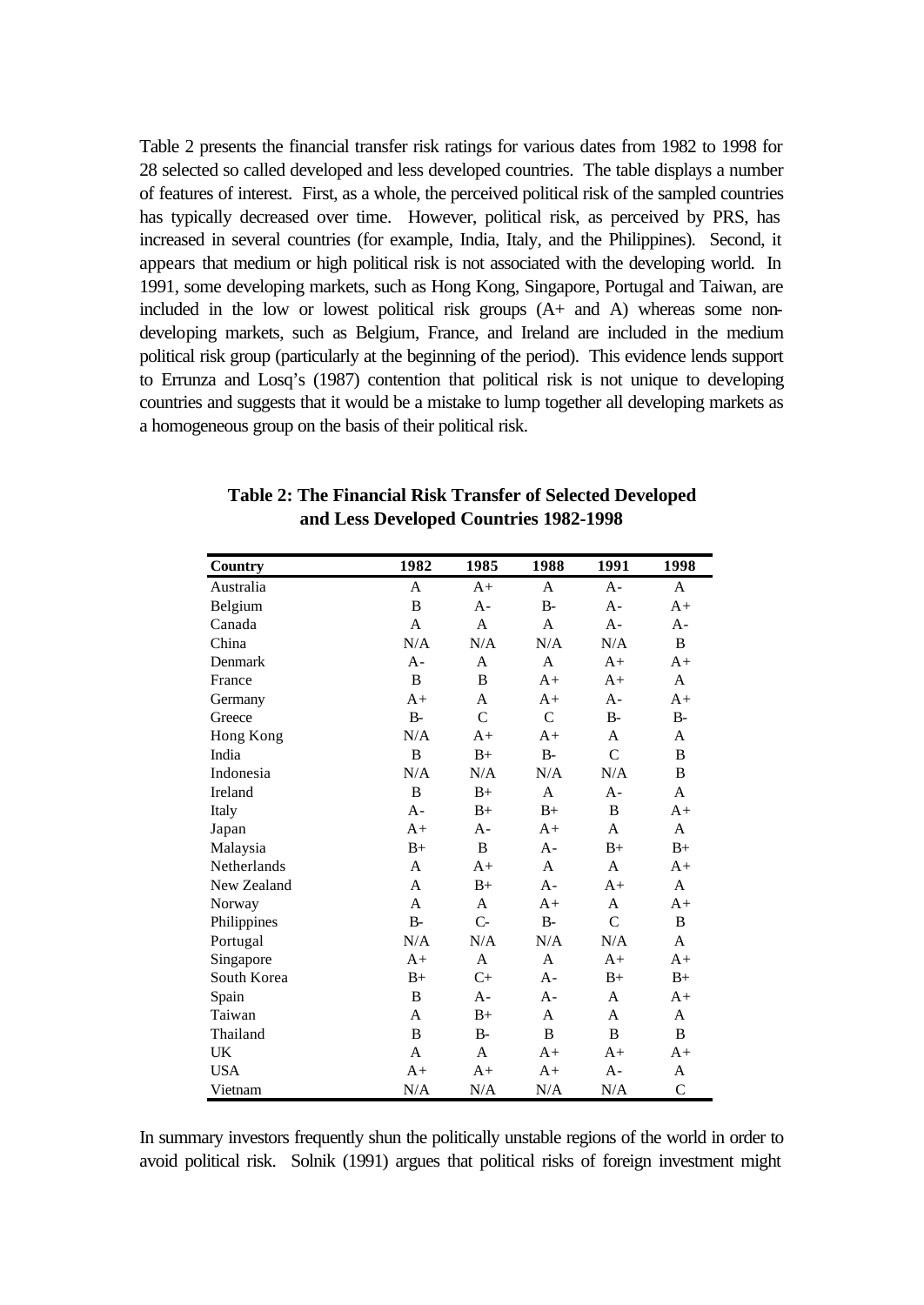Table 2 presents the financial transfer risk ratings for various dates from 1982 to 1998 for 28 selected so called developed and less developed countries. The table displays a number of features of interest. First, as a whole, the perceived political risk of the sampled countries has typically decreased over time. However, political risk, as perceived by PRS, has increased in several countries (for example, India, Italy, and the Philippines). Second, it appears that medium or high political risk is not associated with the developing world. In 1991, some developing markets, such as Hong Kong, Singapore, Portugal and Taiwan, are included in the low or lowest political risk groups (A+ and A) whereas some non-developing markets, such as Belgium, France, and Ireland are included in the medium political risk group (particularly at the beginning of the period). This evidence lends support to Errunza and Losq's (1987) contention that political risk is not unique to developing countries and suggests that it would be a mistake to lump together all developing markets as a homogeneous group on the basis of their political risk.

**Table 2: The Financial Risk Transfer of Selected Developed and Less Developed Countries 1982-1998**

| Country | 1982 | 1985 | 1988 | 1991 | 1998 |
|---|---|---|---|---|---|
| Australia | A | A+ | A | A- | A |
| Belgium | B | A- | B- | A- | A+ |
| Canada | A | A | A | A- | A- |
| China | N/A | N/A | N/A | N/A | B |
| Denmark | A- | A | A | A+ | A+ |
| France | B | B | A+ | A+ | A |
| Germany | A+ | A | A+ | A- | A+ |
| Greece | B- | C | C | B- | B- |
| Hong Kong | N/A | A+ | A+ | A | A |
| India | B | B+ | B- | C | B |
| Indonesia | N/A | N/A | N/A | N/A | B |
| Ireland | B | B+ | A | A- | A |
| Italy | A- | B+ | B+ | B | A+ |
| Japan | A+ | A- | A+ | A | A |
| Malaysia | B+ | B | A- | B+ | B+ |
| Netherlands | A | A+ | A | A | A+ |
| New Zealand | A | B+ | A- | A+ | A |
| Norway | A | A | A+ | A | A+ |
| Philippines | B- | C- | B- | C | B |
| Portugal | N/A | N/A | N/A | N/A | A |
| Singapore | A+ | A | A | A+ | A+ |
| South Korea | B+ | C+ | A- | B+ | B+ |
| Spain | B | A- | A- | A | A+ |
| Taiwan | A | B+ | A | A | A |
| Thailand | B | B- | B | B | B |
| UK | A | A | A+ | A+ | A+ |
| USA | A+ | A+ | A+ | A- | A |
| Vietnam | N/A | N/A | N/A | N/A | C |

In summary investors frequently shun the politically unstable regions of the world in order to avoid political risk. Solnik (1991) argues that political risks of foreign investment might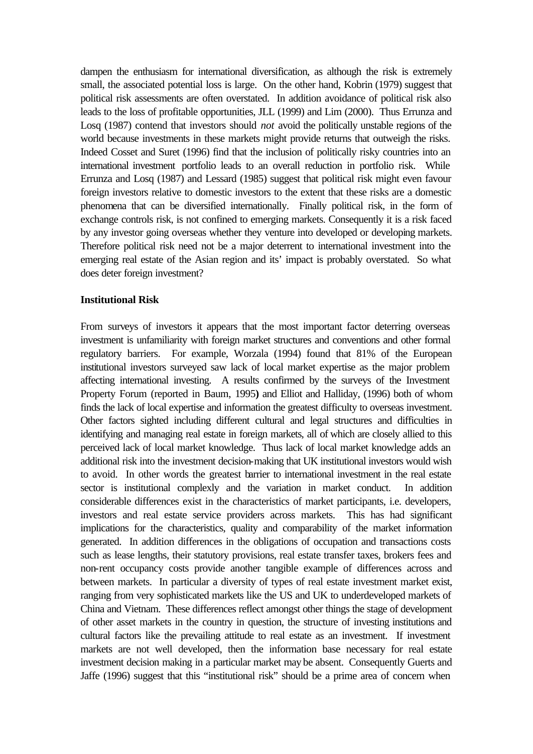dampen the enthusiasm for international diversification, as although the risk is extremely small, the associated potential loss is large. On the other hand, Kobrin (1979) suggest that political risk assessments are often overstated. In addition avoidance of political risk also leads to the loss of profitable opportunities, JLL (1999) and Lim (2000). Thus Errunza and Losq (1987) contend that investors should *not* avoid the politically unstable regions of the world because investments in these markets might provide returns that outweigh the risks. Indeed Cosset and Suret (1996) find that the inclusion of politically risky countries into an international investment portfolio leads to an overall reduction in portfolio risk. While Errunza and Losq (1987) and Lessard (1985) suggest that political risk might even favour foreign investors relative to domestic investors to the extent that these risks are a domestic phenomena that can be diversified internationally. Finally political risk, in the form of exchange controls risk, is not confined to emerging markets. Consequently it is a risk faced by any investor going overseas whether they venture into developed or developing markets. Therefore political risk need not be a major deterrent to international investment into the emerging real estate of the Asian region and its' impact is probably overstated. So what does deter foreign investment?

**Institutional Risk**

From surveys of investors it appears that the most important factor deterring overseas investment is unfamiliarity with foreign market structures and conventions and other formal regulatory barriers. For example, Worzala (1994) found that 81% of the European institutional investors surveyed saw lack of local market expertise as the major problem affecting international investing. A results confirmed by the surveys of the Investment Property Forum (reported in Baum, 1995**)** and Elliot and Halliday, (1996) both of whom finds the lack of local expertise and information the greatest difficulty to overseas investment. Other factors sighted including different cultural and legal structures and difficulties in identifying and managing real estate in foreign markets, all of which are closely allied to this perceived lack of local market knowledge. Thus lack of local market knowledge adds an additional risk into the investment decision-making that UK institutional investors would wish to avoid. In other words the greatest barrier to international investment in the real estate sector is institutional complexly and the variation in market conduct. In addition considerable differences exist in the characteristics of market participants, i.e. developers, investors and real estate service providers across markets. This has had significant implications for the characteristics, quality and comparability of the market information generated. In addition differences in the obligations of occupation and transactions costs such as lease lengths, their statutory provisions, real estate transfer taxes, brokers fees and non-rent occupancy costs provide another tangible example of differences across and between markets. In particular a diversity of types of real estate investment market exist, ranging from very sophisticated markets like the US and UK to underdeveloped markets of China and Vietnam. These differences reflect amongst other things the stage of development of other asset markets in the country in question, the structure of investing institutions and cultural factors like the prevailing attitude to real estate as an investment. If investment markets are not well developed, then the information base necessary for real estate investment decision making in a particular market may be absent. Consequently Guerts and Jaffe (1996) suggest that this "institutional risk" should be a prime area of concern when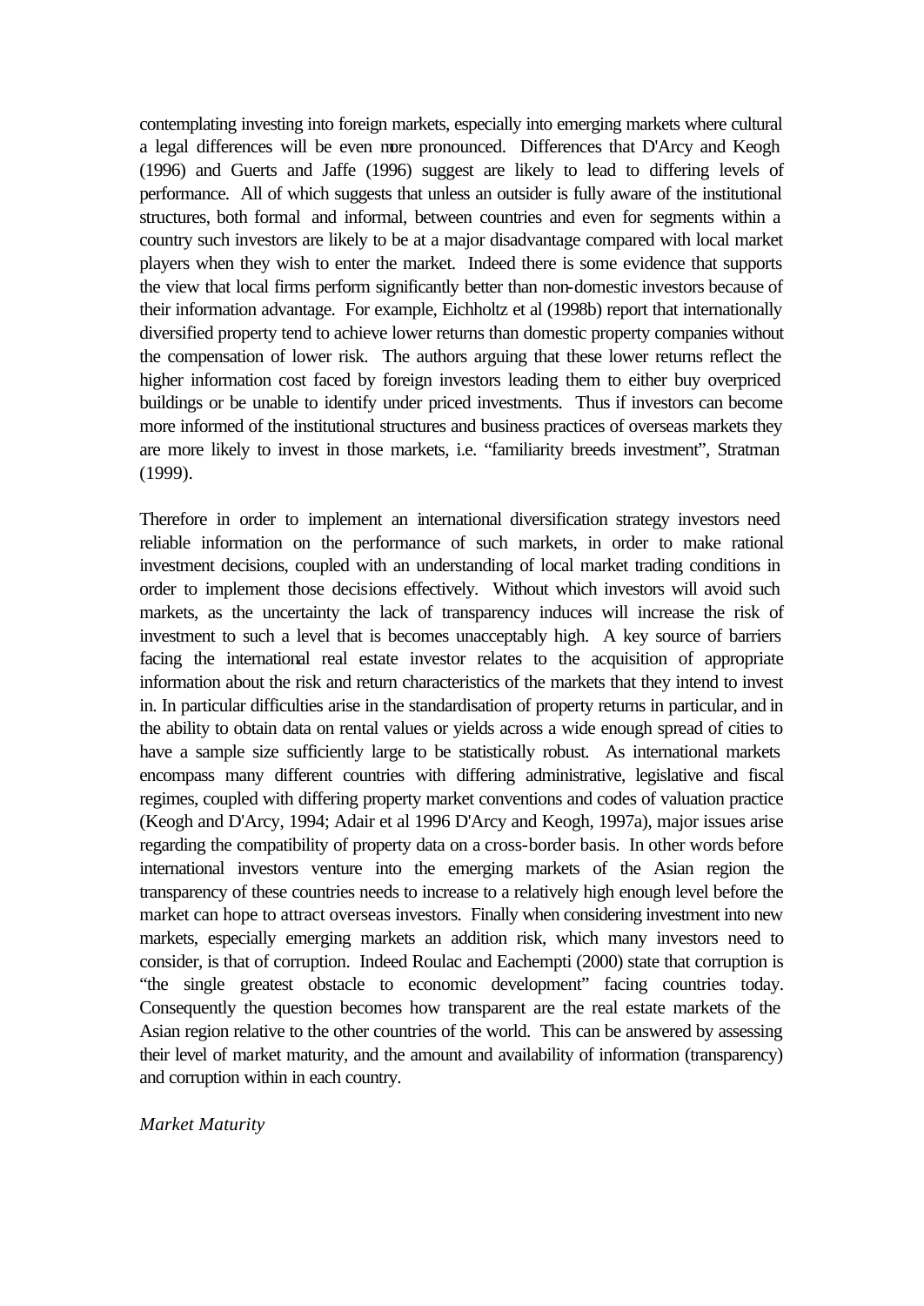contemplating investing into foreign markets, especially into emerging markets where cultural a legal differences will be even more pronounced. Differences that D'Arcy and Keogh (1996) and Guerts and Jaffe (1996) suggest are likely to lead to differing levels of performance. All of which suggests that unless an outsider is fully aware of the institutional structures, both formal and informal, between countries and even for segments within a country such investors are likely to be at a major disadvantage compared with local market players when they wish to enter the market. Indeed there is some evidence that supports the view that local firms perform significantly better than non-domestic investors because of their information advantage. For example, Eichholtz et al (1998b) report that internationally diversified property tend to achieve lower returns than domestic property companies without the compensation of lower risk. The authors arguing that these lower returns reflect the higher information cost faced by foreign investors leading them to either buy overpriced buildings or be unable to identify under priced investments. Thus if investors can become more informed of the institutional structures and business practices of overseas markets they are more likely to invest in those markets, i.e. "familiarity breeds investment", Stratman (1999).

Therefore in order to implement an international diversification strategy investors need reliable information on the performance of such markets, in order to make rational investment decisions, coupled with an understanding of local market trading conditions in order to implement those decisions effectively. Without which investors will avoid such markets, as the uncertainty the lack of transparency induces will increase the risk of investment to such a level that is becomes unacceptably high. A key source of barriers facing the international real estate investor relates to the acquisition of appropriate information about the risk and return characteristics of the markets that they intend to invest in. In particular difficulties arise in the standardisation of property returns in particular, and in the ability to obtain data on rental values or yields across a wide enough spread of cities to have a sample size sufficiently large to be statistically robust. As international markets encompass many different countries with differing administrative, legislative and fiscal regimes, coupled with differing property market conventions and codes of valuation practice (Keogh and D'Arcy, 1994; Adair et al 1996 D'Arcy and Keogh, 1997a), major issues arise regarding the compatibility of property data on a cross-border basis. In other words before international investors venture into the emerging markets of the Asian region the transparency of these countries needs to increase to a relatively high enough level before the market can hope to attract overseas investors. Finally when considering investment into new markets, especially emerging markets an addition risk, which many investors need to consider, is that of corruption. Indeed Roulac and Eachempti (2000) state that corruption is "the single greatest obstacle to economic development" facing countries today. Consequently the question becomes how transparent are the real estate markets of the Asian region relative to the other countries of the world. This can be answered by assessing their level of market maturity, and the amount and availability of information (transparency) and corruption within in each country.

*Market Maturity*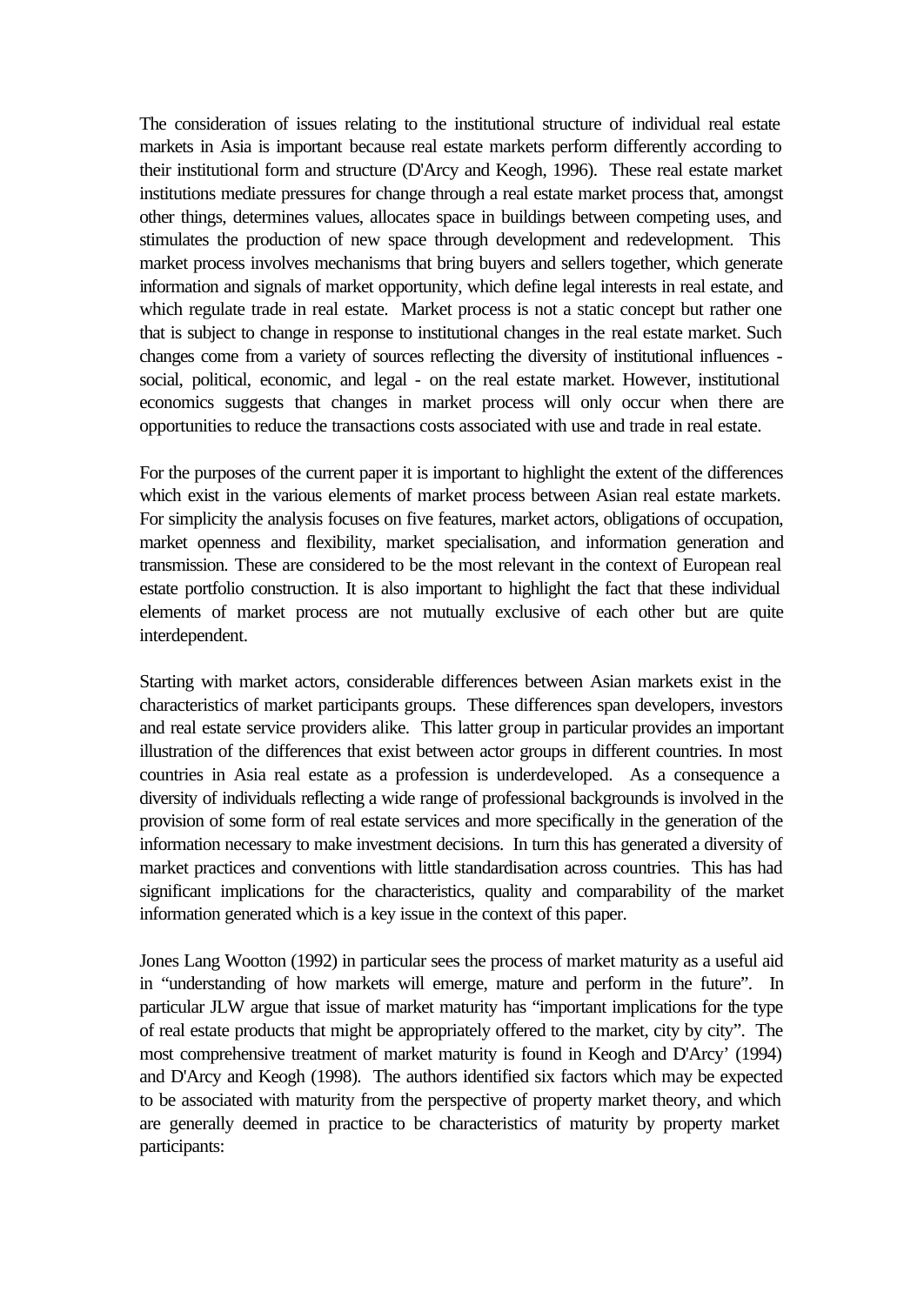The consideration of issues relating to the institutional structure of individual real estate markets in Asia is important because real estate markets perform differently according to their institutional form and structure (D'Arcy and Keogh, 1996). These real estate market institutions mediate pressures for change through a real estate market process that, amongst other things, determines values, allocates space in buildings between competing uses, and stimulates the production of new space through development and redevelopment. This market process involves mechanisms that bring buyers and sellers together, which generate information and signals of market opportunity, which define legal interests in real estate, and which regulate trade in real estate. Market process is not a static concept but rather one that is subject to change in response to institutional changes in the real estate market. Such changes come from a variety of sources reflecting the diversity of institutional influences - social, political, economic, and legal - on the real estate market. However, institutional economics suggests that changes in market process will only occur when there are opportunities to reduce the transactions costs associated with use and trade in real estate.

For the purposes of the current paper it is important to highlight the extent of the differences which exist in the various elements of market process between Asian real estate markets. For simplicity the analysis focuses on five features, market actors, obligations of occupation, market openness and flexibility, market specialisation, and information generation and transmission. These are considered to be the most relevant in the context of European real estate portfolio construction. It is also important to highlight the fact that these individual elements of market process are not mutually exclusive of each other but are quite interdependent.

Starting with market actors, considerable differences between Asian markets exist in the characteristics of market participants groups. These differences span developers, investors and real estate service providers alike. This latter group in particular provides an important illustration of the differences that exist between actor groups in different countries. In most countries in Asia real estate as a profession is underdeveloped. As a consequence a diversity of individuals reflecting a wide range of professional backgrounds is involved in the provision of some form of real estate services and more specifically in the generation of the information necessary to make investment decisions. In turn this has generated a diversity of market practices and conventions with little standardisation across countries. This has had significant implications for the characteristics, quality and comparability of the market information generated which is a key issue in the context of this paper.

Jones Lang Wootton (1992) in particular sees the process of market maturity as a useful aid in "understanding of how markets will emerge, mature and perform in the future". In particular JLW argue that issue of market maturity has "important implications for the type of real estate products that might be appropriately offered to the market, city by city". The most comprehensive treatment of market maturity is found in Keogh and D'Arcy' (1994) and D'Arcy and Keogh (1998). The authors identified six factors which may be expected to be associated with maturity from the perspective of property market theory, and which are generally deemed in practice to be characteristics of maturity by property market participants: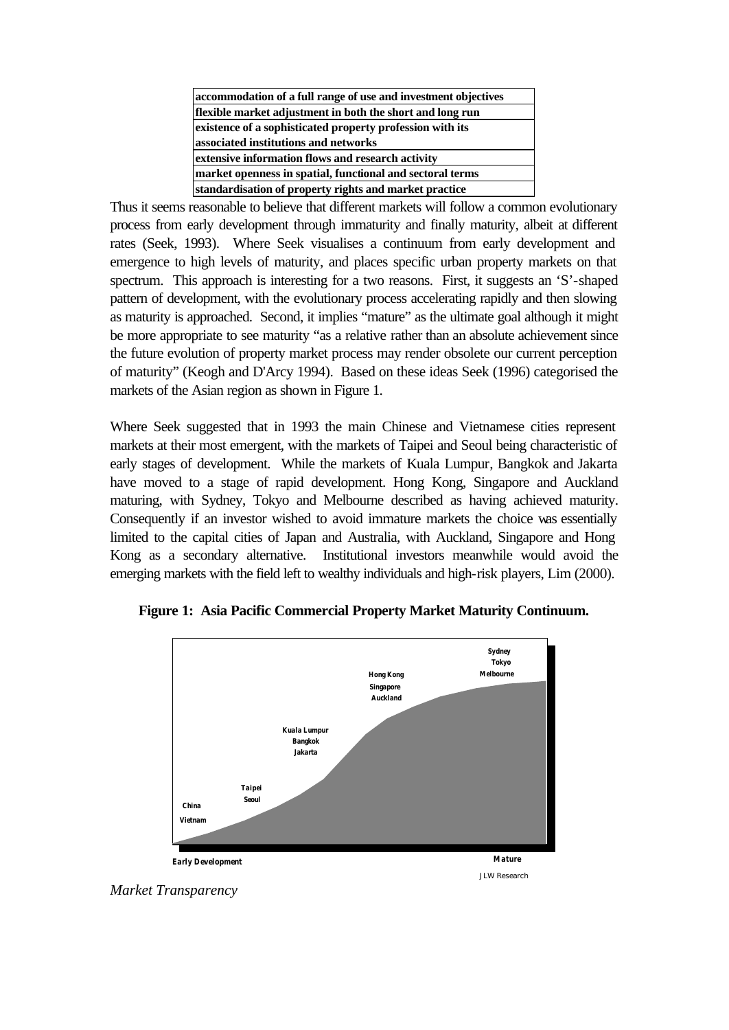| accommodation of a full range of use and investment objectives |
|---|
| flexible market adjustment in both the short and long run |
| existence of a sophisticated property profession with its associated institutions and networks |
| extensive information flows and research activity |
| market openness in spatial, functional and sectoral terms |
| standardisation of property rights and market practice |

Thus it seems reasonable to believe that different markets will follow a common evolutionary process from early development through immaturity and finally maturity, albeit at different rates (Seek, 1993). Where Seek visualises a continuum from early development and emergence to high levels of maturity, and places specific urban property markets on that spectrum. This approach is interesting for a two reasons. First, it suggests an 'S'-shaped pattern of development, with the evolutionary process accelerating rapidly and then slowing as maturity is approached. Second, it implies "mature" as the ultimate goal although it might be more appropriate to see maturity "as a relative rather than an absolute achievement since the future evolution of property market process may render obsolete our current perception of maturity" (Keogh and D'Arcy 1994). Based on these ideas Seek (1996) categorised the markets of the Asian region as shown in Figure 1.

Where Seek suggested that in 1993 the main Chinese and Vietnamese cities represent markets at their most emergent, with the markets of Taipei and Seoul being characteristic of early stages of development. While the markets of Kuala Lumpur, Bangkok and Jakarta have moved to a stage of rapid development. Hong Kong, Singapore and Auckland maturing, with Sydney, Tokyo and Melbourne described as having achieved maturity. Consequently if an investor wished to avoid immature markets the choice was essentially limited to the capital cities of Japan and Australia, with Auckland, Singapore and Hong Kong as a secondary alternative. Institutional investors meanwhile would avoid the emerging markets with the field left to wealthy individuals and high-risk players, Lim (2000).

**Figure 1: Asia Pacific Commercial Property Market Maturity Continuum.**

China, Vietnam — Taipei, Seoul — Kuala Lumpur, Bangkok, Jakarta — Hong Kong, Singapore, Auckland — Sydney, Tokyo, Melbourne

Early Development — Mature

JLW Research

*Market Transparency*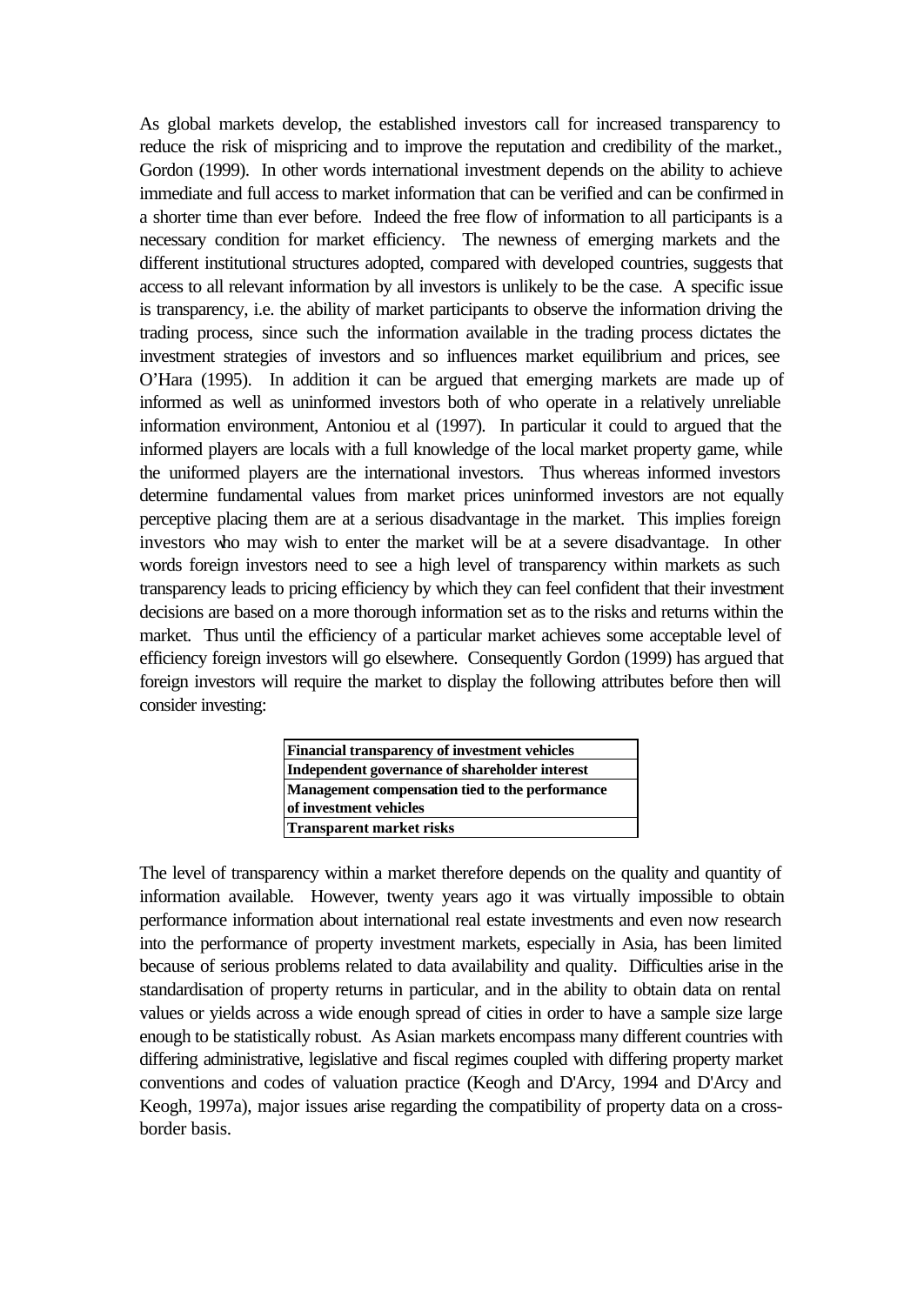As global markets develop, the established investors call for increased transparency to reduce the risk of mispricing and to improve the reputation and credibility of the market., Gordon (1999). In other words international investment depends on the ability to achieve immediate and full access to market information that can be verified and can be confirmed in a shorter time than ever before. Indeed the free flow of information to all participants is a necessary condition for market efficiency. The newness of emerging markets and the different institutional structures adopted, compared with developed countries, suggests that access to all relevant information by all investors is unlikely to be the case. A specific issue is transparency, i.e. the ability of market participants to observe the information driving the trading process, since such the information available in the trading process dictates the investment strategies of investors and so influences market equilibrium and prices, see O'Hara (1995). In addition it can be argued that emerging markets are made up of informed as well as uninformed investors both of who operate in a relatively unreliable information environment, Antoniou et al (1997). In particular it could to argued that the informed players are locals with a full knowledge of the local market property game, while the uniformed players are the international investors. Thus whereas informed investors determine fundamental values from market prices uninformed investors are not equally perceptive placing them are at a serious disadvantage in the market. This implies foreign investors who may wish to enter the market will be at a severe disadvantage. In other words foreign investors need to see a high level of transparency within markets as such transparency leads to pricing efficiency by which they can feel confident that their investment decisions are based on a more thorough information set as to the risks and returns within the market. Thus until the efficiency of a particular market achieves some acceptable level of efficiency foreign investors will go elsewhere. Consequently Gordon (1999) has argued that foreign investors will require the market to display the following attributes before then will consider investing:

| **Financial transparency of investment vehicles** |
|---|
| **Independent governance of shareholder interest** |
| **Management compensation tied to the performance of investment vehicles** |
| **Transparent market risks** |

The level of transparency within a market therefore depends on the quality and quantity of information available. However, twenty years ago it was virtually impossible to obtain performance information about international real estate investments and even now research into the performance of property investment markets, especially in Asia, has been limited because of serious problems related to data availability and quality. Difficulties arise in the standardisation of property returns in particular, and in the ability to obtain data on rental values or yields across a wide enough spread of cities in order to have a sample size large enough to be statistically robust. As Asian markets encompass many different countries with differing administrative, legislative and fiscal regimes coupled with differing property market conventions and codes of valuation practice (Keogh and D'Arcy, 1994 and D'Arcy and Keogh, 1997a), major issues arise regarding the compatibility of property data on a cross-border basis.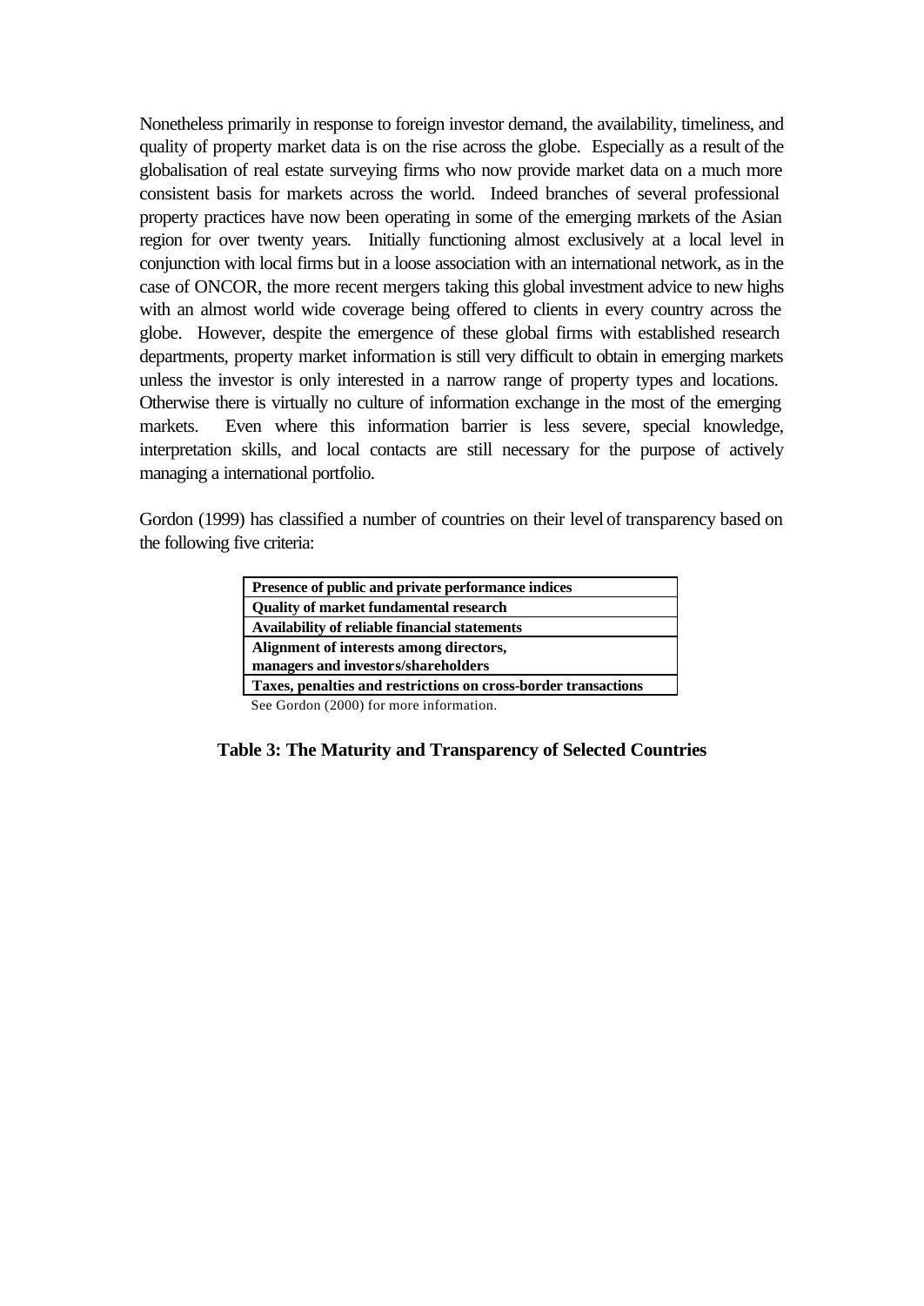Nonetheless primarily in response to foreign investor demand, the availability, timeliness, and quality of property market data is on the rise across the globe. Especially as a result of the globalisation of real estate surveying firms who now provide market data on a much more consistent basis for markets across the world. Indeed branches of several professional property practices have now been operating in some of the emerging markets of the Asian region for over twenty years. Initially functioning almost exclusively at a local level in conjunction with local firms but in a loose association with an international network, as in the case of ONCOR, the more recent mergers taking this global investment advice to new highs with an almost world wide coverage being offered to clients in every country across the globe. However, despite the emergence of these global firms with established research departments, property market information is still very difficult to obtain in emerging markets unless the investor is only interested in a narrow range of property types and locations. Otherwise there is virtually no culture of information exchange in the most of the emerging markets. Even where this information barrier is less severe, special knowledge, interpretation skills, and local contacts are still necessary for the purpose of actively managing a international portfolio.

Gordon (1999) has classified a number of countries on their level of transparency based on the following five criteria:

| **Presence of public and private performance indices** |
|---|
| **Quality of market fundamental research** |
| **Availability of reliable financial statements** |
| **Alignment of interests among directors, managers and investors/shareholders** |
| **Taxes, penalties and restrictions on cross-border transactions** |

See Gordon (2000) for more information.

**Table 3: The Maturity and Transparency of Selected Countries**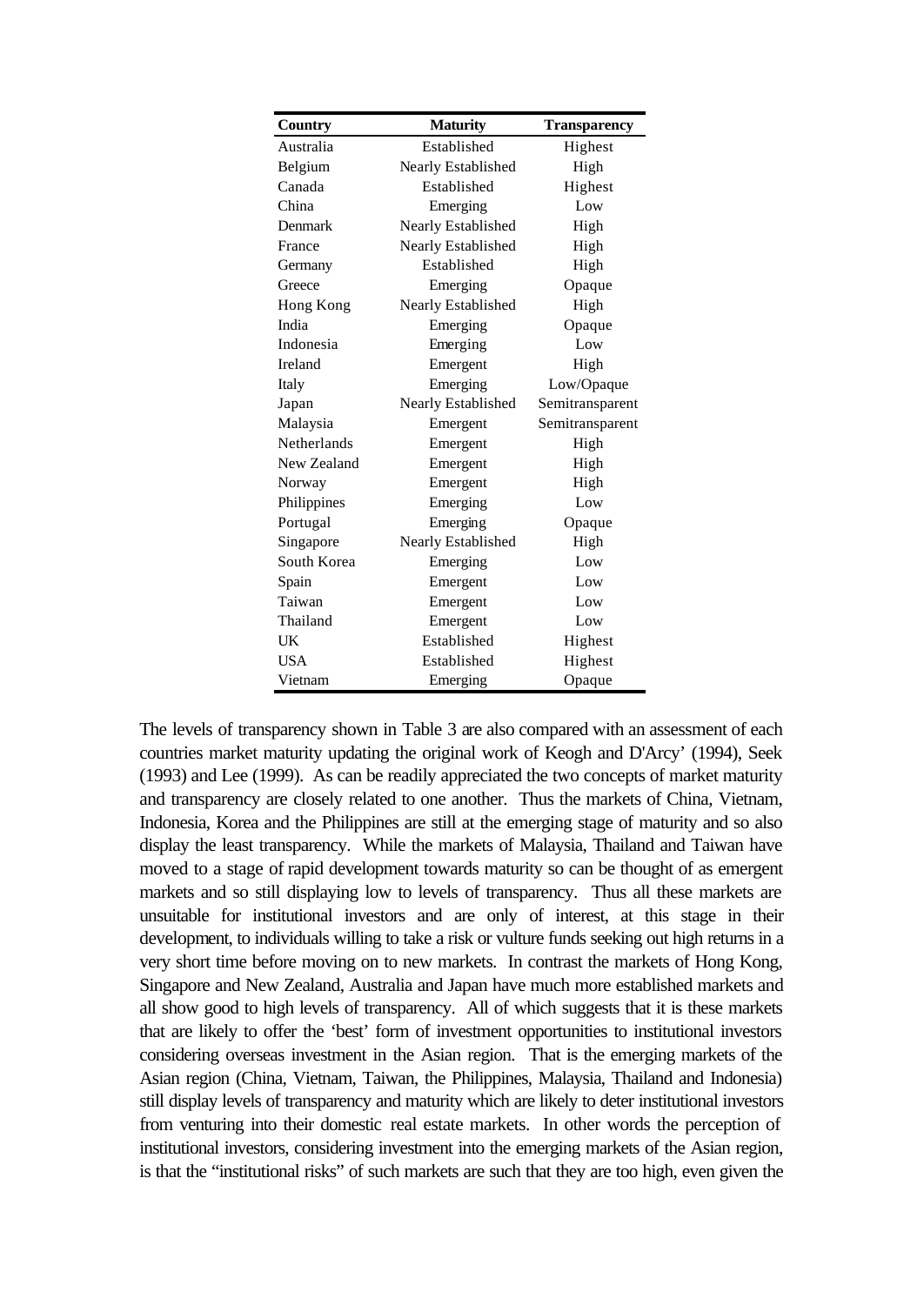| Country | Maturity | Transparency |
|---|---|---|
| Australia | Established | Highest |
| Belgium | Nearly Established | High |
| Canada | Established | Highest |
| China | Emerging | Low |
| Denmark | Nearly Established | High |
| France | Nearly Established | High |
| Germany | Established | High |
| Greece | Emerging | Opaque |
| Hong Kong | Nearly Established | High |
| India | Emerging | Opaque |
| Indonesia | Emerging | Low |
| Ireland | Emergent | High |
| Italy | Emerging | Low/Opaque |
| Japan | Nearly Established | Semitransparent |
| Malaysia | Emergent | Semitransparent |
| Netherlands | Emergent | High |
| New Zealand | Emergent | High |
| Norway | Emergent | High |
| Philippines | Emerging | Low |
| Portugal | Emerging | Opaque |
| Singapore | Nearly Established | High |
| South Korea | Emerging | Low |
| Spain | Emergent | Low |
| Taiwan | Emergent | Low |
| Thailand | Emergent | Low |
| UK | Established | Highest |
| USA | Established | Highest |
| Vietnam | Emerging | Opaque |

The levels of transparency shown in Table 3 are also compared with an assessment of each countries market maturity updating the original work of Keogh and D'Arcy' (1994), Seek (1993) and Lee (1999). As can be readily appreciated the two concepts of market maturity and transparency are closely related to one another. Thus the markets of China, Vietnam, Indonesia, Korea and the Philippines are still at the emerging stage of maturity and so also display the least transparency. While the markets of Malaysia, Thailand and Taiwan have moved to a stage of rapid development towards maturity so can be thought of as emergent markets and so still displaying low to levels of transparency. Thus all these markets are unsuitable for institutional investors and are only of interest, at this stage in their development, to individuals willing to take a risk or vulture funds seeking out high returns in a very short time before moving on to new markets. In contrast the markets of Hong Kong, Singapore and New Zealand, Australia and Japan have much more established markets and all show good to high levels of transparency. All of which suggests that it is these markets that are likely to offer the 'best' form of investment opportunities to institutional investors considering overseas investment in the Asian region. That is the emerging markets of the Asian region (China, Vietnam, Taiwan, the Philippines, Malaysia, Thailand and Indonesia) still display levels of transparency and maturity which are likely to deter institutional investors from venturing into their domestic real estate markets. In other words the perception of institutional investors, considering investment into the emerging markets of the Asian region, is that the "institutional risks" of such markets are such that they are too high, even given the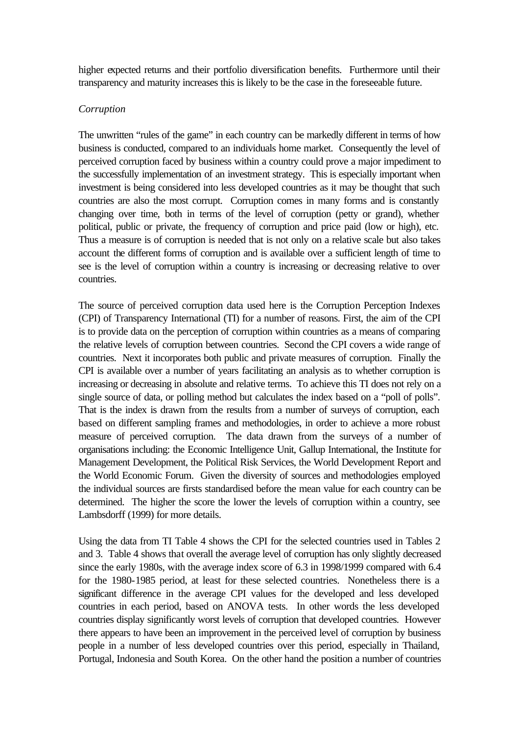higher expected returns and their portfolio diversification benefits. Furthermore until their transparency and maturity increases this is likely to be the case in the foreseeable future.

*Corruption*

The unwritten "rules of the game" in each country can be markedly different in terms of how business is conducted, compared to an individuals home market. Consequently the level of perceived corruption faced by business within a country could prove a major impediment to the successfully implementation of an investment strategy. This is especially important when investment is being considered into less developed countries as it may be thought that such countries are also the most corrupt. Corruption comes in many forms and is constantly changing over time, both in terms of the level of corruption (petty or grand), whether political, public or private, the frequency of corruption and price paid (low or high), etc. Thus a measure is of corruption is needed that is not only on a relative scale but also takes account the different forms of corruption and is available over a sufficient length of time to see is the level of corruption within a country is increasing or decreasing relative to over countries.

The source of perceived corruption data used here is the Corruption Perception Indexes (CPI) of Transparency International (TI) for a number of reasons. First, the aim of the CPI is to provide data on the perception of corruption within countries as a means of comparing the relative levels of corruption between countries. Second the CPI covers a wide range of countries. Next it incorporates both public and private measures of corruption. Finally the CPI is available over a number of years facilitating an analysis as to whether corruption is increasing or decreasing in absolute and relative terms. To achieve this TI does not rely on a single source of data, or polling method but calculates the index based on a "poll of polls". That is the index is drawn from the results from a number of surveys of corruption, each based on different sampling frames and methodologies, in order to achieve a more robust measure of perceived corruption. The data drawn from the surveys of a number of organisations including: the Economic Intelligence Unit, Gallup International, the Institute for Management Development, the Political Risk Services, the World Development Report and the World Economic Forum. Given the diversity of sources and methodologies employed the individual sources are firsts standardised before the mean value for each country can be determined. The higher the score the lower the levels of corruption within a country, see Lambsdorff (1999) for more details.

Using the data from TI Table 4 shows the CPI for the selected countries used in Tables 2 and 3. Table 4 shows that overall the average level of corruption has only slightly decreased since the early 1980s, with the average index score of 6.3 in 1998/1999 compared with 6.4 for the 1980-1985 period, at least for these selected countries. Nonetheless there is a significant difference in the average CPI values for the developed and less developed countries in each period, based on ANOVA tests. In other words the less developed countries display significantly worst levels of corruption that developed countries. However there appears to have been an improvement in the perceived level of corruption by business people in a number of less developed countries over this period, especially in Thailand, Portugal, Indonesia and South Korea. On the other hand the position a number of countries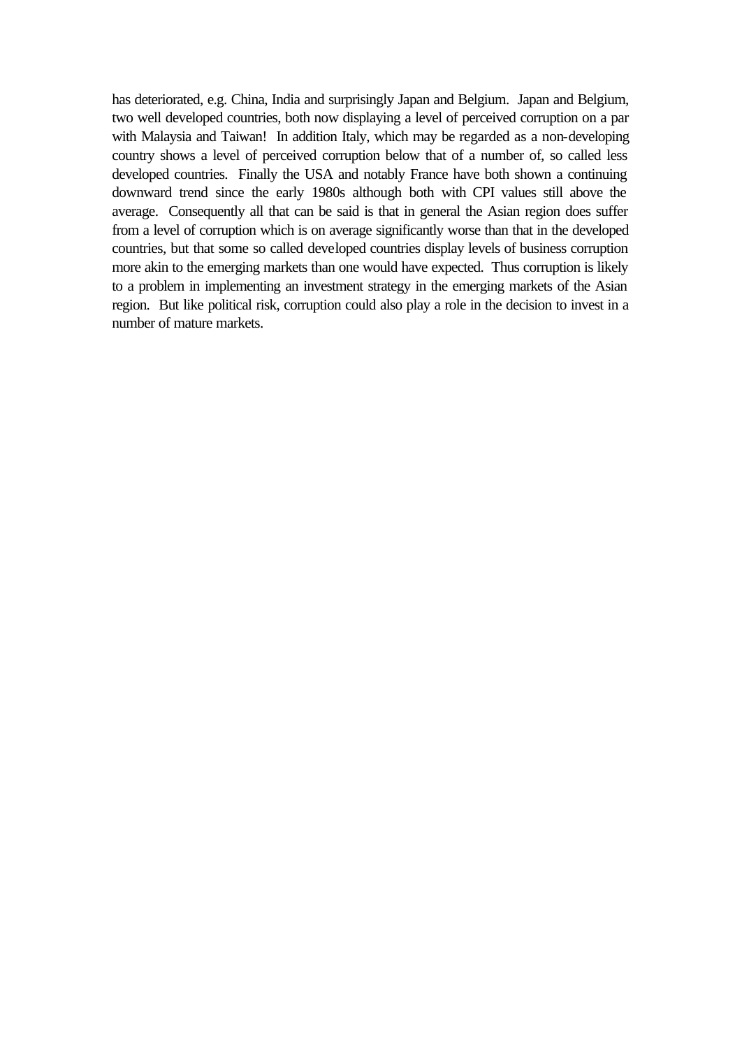has deteriorated, e.g. China, India and surprisingly Japan and Belgium. Japan and Belgium, two well developed countries, both now displaying a level of perceived corruption on a par with Malaysia and Taiwan! In addition Italy, which may be regarded as a non-developing country shows a level of perceived corruption below that of a number of, so called less developed countries. Finally the USA and notably France have both shown a continuing downward trend since the early 1980s although both with CPI values still above the average. Consequently all that can be said is that in general the Asian region does suffer from a level of corruption which is on average significantly worse than that in the developed countries, but that some so called developed countries display levels of business corruption more akin to the emerging markets than one would have expected. Thus corruption is likely to a problem in implementing an investment strategy in the emerging markets of the Asian region. But like political risk, corruption could also play a role in the decision to invest in a number of mature markets.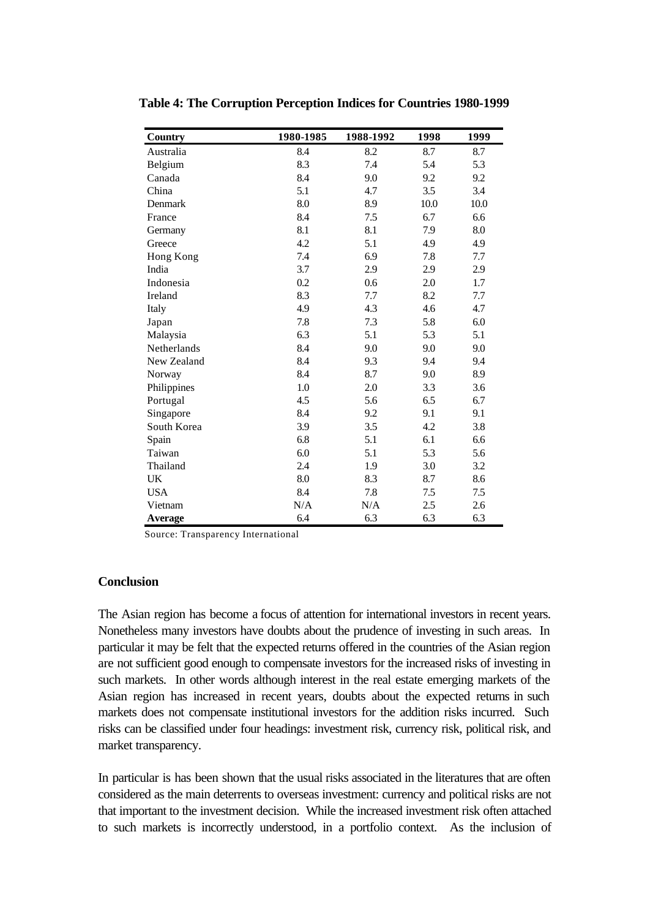**Table 4: The Corruption Perception Indices for Countries 1980-1999**

| Country | 1980-1985 | 1988-1992 | 1998 | 1999 |
|---|---|---|---|---|
| Australia | 8.4 | 8.2 | 8.7 | 8.7 |
| Belgium | 8.3 | 7.4 | 5.4 | 5.3 |
| Canada | 8.4 | 9.0 | 9.2 | 9.2 |
| China | 5.1 | 4.7 | 3.5 | 3.4 |
| Denmark | 8.0 | 8.9 | 10.0 | 10.0 |
| France | 8.4 | 7.5 | 6.7 | 6.6 |
| Germany | 8.1 | 8.1 | 7.9 | 8.0 |
| Greece | 4.2 | 5.1 | 4.9 | 4.9 |
| Hong Kong | 7.4 | 6.9 | 7.8 | 7.7 |
| India | 3.7 | 2.9 | 2.9 | 2.9 |
| Indonesia | 0.2 | 0.6 | 2.0 | 1.7 |
| Ireland | 8.3 | 7.7 | 8.2 | 7.7 |
| Italy | 4.9 | 4.3 | 4.6 | 4.7 |
| Japan | 7.8 | 7.3 | 5.8 | 6.0 |
| Malaysia | 6.3 | 5.1 | 5.3 | 5.1 |
| Netherlands | 8.4 | 9.0 | 9.0 | 9.0 |
| New Zealand | 8.4 | 9.3 | 9.4 | 9.4 |
| Norway | 8.4 | 8.7 | 9.0 | 8.9 |
| Philippines | 1.0 | 2.0 | 3.3 | 3.6 |
| Portugal | 4.5 | 5.6 | 6.5 | 6.7 |
| Singapore | 8.4 | 9.2 | 9.1 | 9.1 |
| South Korea | 3.9 | 3.5 | 4.2 | 3.8 |
| Spain | 6.8 | 5.1 | 6.1 | 6.6 |
| Taiwan | 6.0 | 5.1 | 5.3 | 5.6 |
| Thailand | 2.4 | 1.9 | 3.0 | 3.2 |
| UK | 8.0 | 8.3 | 8.7 | 8.6 |
| USA | 8.4 | 7.8 | 7.5 | 7.5 |
| Vietnam | N/A | N/A | 2.5 | 2.6 |
| **Average** | 6.4 | 6.3 | 6.3 | 6.3 |

Source: Transparency International

## Conclusion

The Asian region has become a focus of attention for international investors in recent years. Nonetheless many investors have doubts about the prudence of investing in such areas. In particular it may be felt that the expected returns offered in the countries of the Asian region are not sufficient good enough to compensate investors for the increased risks of investing in such markets. In other words although interest in the real estate emerging markets of the Asian region has increased in recent years, doubts about the expected returns in such markets does not compensate institutional investors for the addition risks incurred. Such risks can be classified under four headings: investment risk, currency risk, political risk, and market transparency.

In particular is has been shown that the usual risks associated in the literatures that are often considered as the main deterrents to overseas investment: currency and political risks are not that important to the investment decision. While the increased investment risk often attached to such markets is incorrectly understood, in a portfolio context. As the inclusion of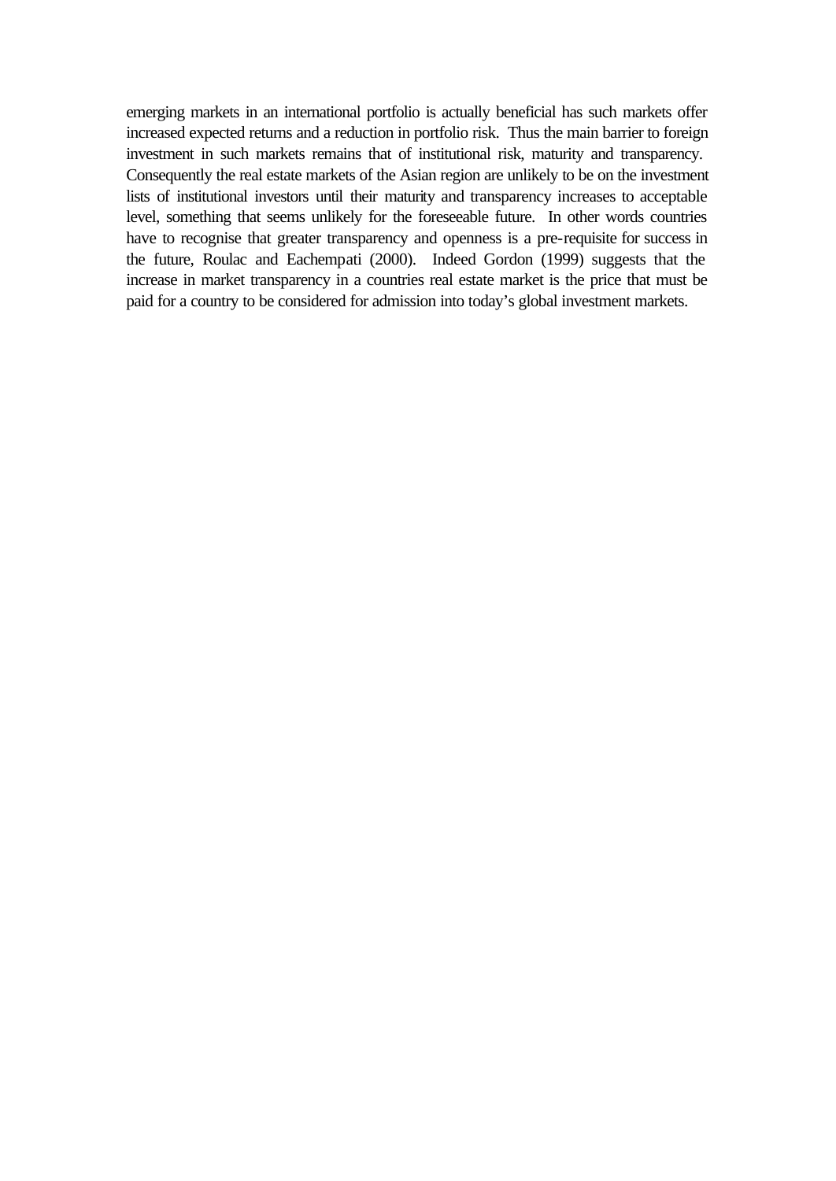emerging markets in an international portfolio is actually beneficial has such markets offer increased expected returns and a reduction in portfolio risk. Thus the main barrier to foreign investment in such markets remains that of institutional risk, maturity and transparency. Consequently the real estate markets of the Asian region are unlikely to be on the investment lists of institutional investors until their maturity and transparency increases to acceptable level, something that seems unlikely for the foreseeable future. In other words countries have to recognise that greater transparency and openness is a pre-requisite for success in the future, Roulac and Eachempati (2000). Indeed Gordon (1999) suggests that the increase in market transparency in a countries real estate market is the price that must be paid for a country to be considered for admission into today's global investment markets.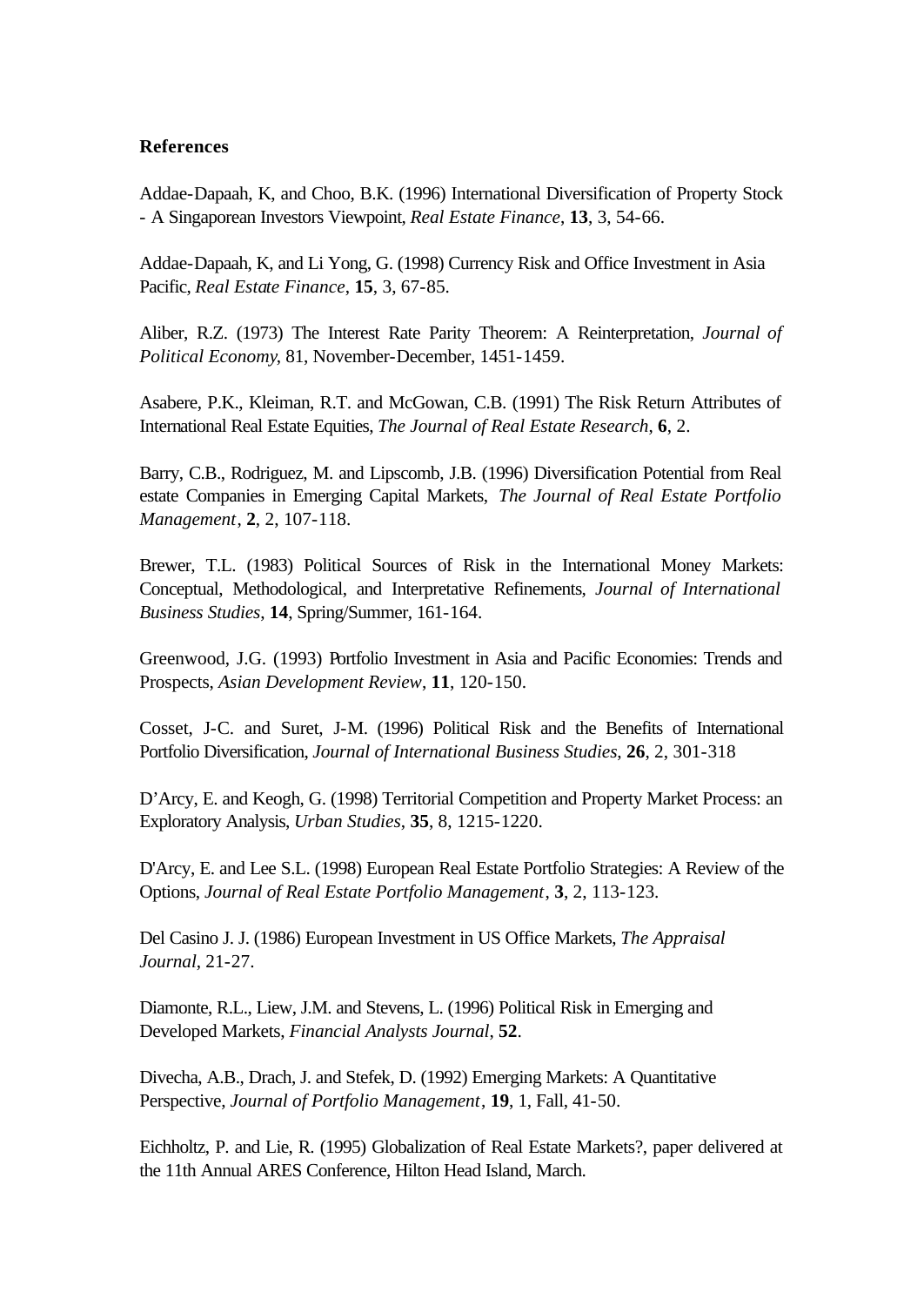**References**

Addae-Dapaah, K, and Choo, B.K. (1996) International Diversification of Property Stock - A Singaporean Investors Viewpoint, *Real Estate Finance*, **13**, 3, 54-66.

Addae-Dapaah, K, and Li Yong, G. (1998) Currency Risk and Office Investment in Asia Pacific, *Real Estate Finance*, **15**, 3, 67-85.

Aliber, R.Z. (1973) The Interest Rate Parity Theorem: A Reinterpretation, *Journal of Political Economy*, 81, November-December, 1451-1459.

Asabere, P.K., Kleiman, R.T. and McGowan, C.B. (1991) The Risk Return Attributes of International Real Estate Equities, *The Journal of Real Estate Research*, **6**, 2.

Barry, C.B., Rodriguez, M. and Lipscomb, J.B. (1996) Diversification Potential from Real estate Companies in Emerging Capital Markets, *The Journal of Real Estate Portfolio Management*, **2**, 2, 107-118.

Brewer, T.L. (1983) Political Sources of Risk in the International Money Markets: Conceptual, Methodological, and Interpretative Refinements, *Journal of International Business Studies*, **14**, Spring/Summer, 161-164.

Greenwood, J.G. (1993) Portfolio Investment in Asia and Pacific Economies: Trends and Prospects, *Asian Development Review*, **11**, 120-150.

Cosset, J-C. and Suret, J-M. (1996) Political Risk and the Benefits of International Portfolio Diversification, *Journal of International Business Studies*, **26**, 2, 301-318

D'Arcy, E. and Keogh, G. (1998) Territorial Competition and Property Market Process: an Exploratory Analysis, *Urban Studies*, **35**, 8, 1215-1220.

D'Arcy, E. and Lee S.L. (1998) European Real Estate Portfolio Strategies: A Review of the Options, *Journal of Real Estate Portfolio Management*, **3**, 2, 113-123.

Del Casino J. J. (1986) European Investment in US Office Markets, *The Appraisal Journal*, 21-27.

Diamonte, R.L., Liew, J.M. and Stevens, L. (1996) Political Risk in Emerging and Developed Markets, *Financial Analysts Journal*, **52**.

Divecha, A.B., Drach, J. and Stefek, D. (1992) Emerging Markets: A Quantitative Perspective, *Journal of Portfolio Management*, **19**, 1, Fall, 41-50.

Eichholtz, P. and Lie, R. (1995) Globalization of Real Estate Markets?, paper delivered at the 11th Annual ARES Conference, Hilton Head Island, March.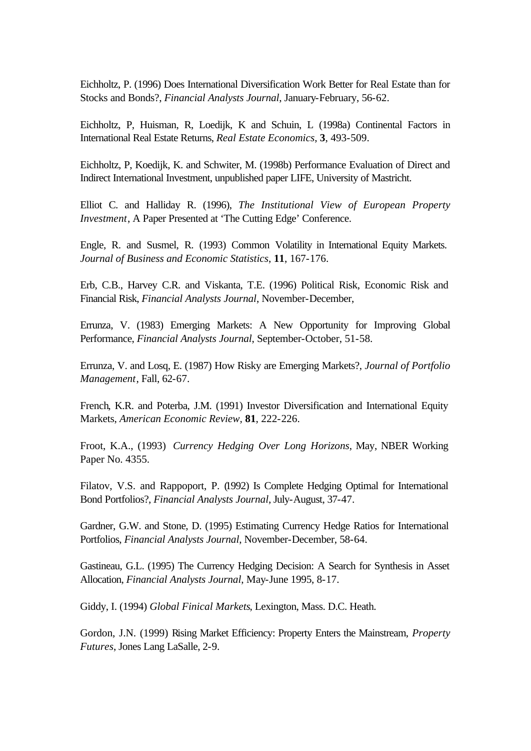Eichholtz, P. (1996) Does International Diversification Work Better for Real Estate than for Stocks and Bonds?, *Financial Analysts Journal*, January-February, 56-62.

Eichholtz, P, Huisman, R, Loedijk, K and Schuin, L (1998a) Continental Factors in International Real Estate Returns, *Real Estate Economics*, **3**, 493-509.

Eichholtz, P, Koedijk, K. and Schwiter, M. (1998b) Performance Evaluation of Direct and Indirect International Investment, unpublished paper LIFE, University of Mastricht.

Elliot C. and Halliday R. (1996), *The Institutional View of European Property Investment*, A Paper Presented at 'The Cutting Edge' Conference.

Engle, R. and Susmel, R. (1993) Common Volatility in International Equity Markets. *Journal of Business and Economic Statistics*, **11**, 167-176.

Erb, C.B., Harvey C.R. and Viskanta, T.E. (1996) Political Risk, Economic Risk and Financial Risk, *Financial Analysts Journal*, November-December,

Errunza, V. (1983) Emerging Markets: A New Opportunity for Improving Global Performance, *Financial Analysts Journal*, September-October, 51-58.

Errunza, V. and Losq, E. (1987) How Risky are Emerging Markets?, *Journal of Portfolio Management*, Fall, 62-67.

French, K.R. and Poterba, J.M. (1991) Investor Diversification and International Equity Markets, *American Economic Review*, **81**, 222-226.

Froot, K.A., (1993) *Currency Hedging Over Long Horizons*, May, NBER Working Paper No. 4355.

Filatov, V.S. and Rappoport, P. (1992) Is Complete Hedging Optimal for International Bond Portfolios?, *Financial Analysts Journal*, July-August, 37-47.

Gardner, G.W. and Stone, D. (1995) Estimating Currency Hedge Ratios for International Portfolios, *Financial Analysts Journal*, November-December, 58-64.

Gastineau, G.L. (1995) The Currency Hedging Decision: A Search for Synthesis in Asset Allocation, *Financial Analysts Journal*, May-June 1995, 8-17.

Giddy, I. (1994) *Global Finical Markets*, Lexington, Mass. D.C. Heath.

Gordon, J.N. (1999) Rising Market Efficiency: Property Enters the Mainstream, *Property Futures*, Jones Lang LaSalle, 2-9.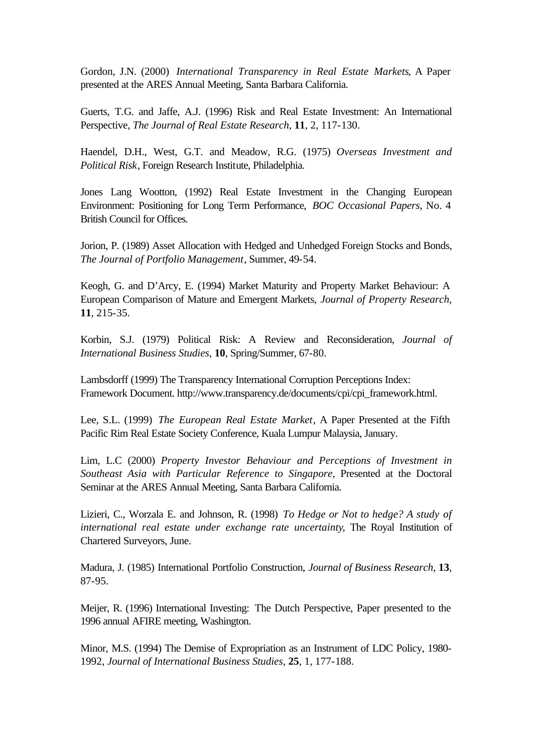Gordon, J.N. (2000) *International Transparency in Real Estate Markets*, A Paper presented at the ARES Annual Meeting, Santa Barbara California.

Guerts, T.G. and Jaffe, A.J. (1996) Risk and Real Estate Investment: An International Perspective, *The Journal of Real Estate Research*, **11**, 2, 117-130.

Haendel, D.H., West, G.T. and Meadow, R.G. (1975) *Overseas Investment and Political Risk*, Foreign Research Institute, Philadelphia.

Jones Lang Wootton, (1992) Real Estate Investment in the Changing European Environment: Positioning for Long Term Performance, *BOC Occasional Papers*, No. 4 British Council for Offices.

Jorion, P. (1989) Asset Allocation with Hedged and Unhedged Foreign Stocks and Bonds, *The Journal of Portfolio Management*, Summer, 49-54.

Keogh, G. and D'Arcy, E. (1994) Market Maturity and Property Market Behaviour: A European Comparison of Mature and Emergent Markets, *Journal of Property Research*, **11**, 215-35.

Korbin, S.J. (1979) Political Risk: A Review and Reconsideration, *Journal of International Business Studies*, **10**, Spring/Summer, 67-80.

Lambsdorff (1999) The Transparency International Corruption Perceptions Index: Framework Document. http://www.transparency.de/documents/cpi/cpi_framework.html.

Lee, S.L. (1999) *The European Real Estate Market*, A Paper Presented at the Fifth Pacific Rim Real Estate Society Conference, Kuala Lumpur Malaysia, January.

Lim, L.C (2000) *Property Investor Behaviour and Perceptions of Investment in Southeast Asia with Particular Reference to Singapore*, Presented at the Doctoral Seminar at the ARES Annual Meeting, Santa Barbara California.

Lizieri, C., Worzala E. and Johnson, R. (1998) *To Hedge or Not to hedge? A study of international real estate under exchange rate uncertainty*, The Royal Institution of Chartered Surveyors, June.

Madura, J. (1985) International Portfolio Construction, *Journal of Business Research*, **13**, 87-95.

Meijer, R. (1996) International Investing: The Dutch Perspective, Paper presented to the 1996 annual AFIRE meeting, Washington.

Minor, M.S. (1994) The Demise of Expropriation as an Instrument of LDC Policy, 1980-1992, *Journal of International Business Studies*, **25**, 1, 177-188.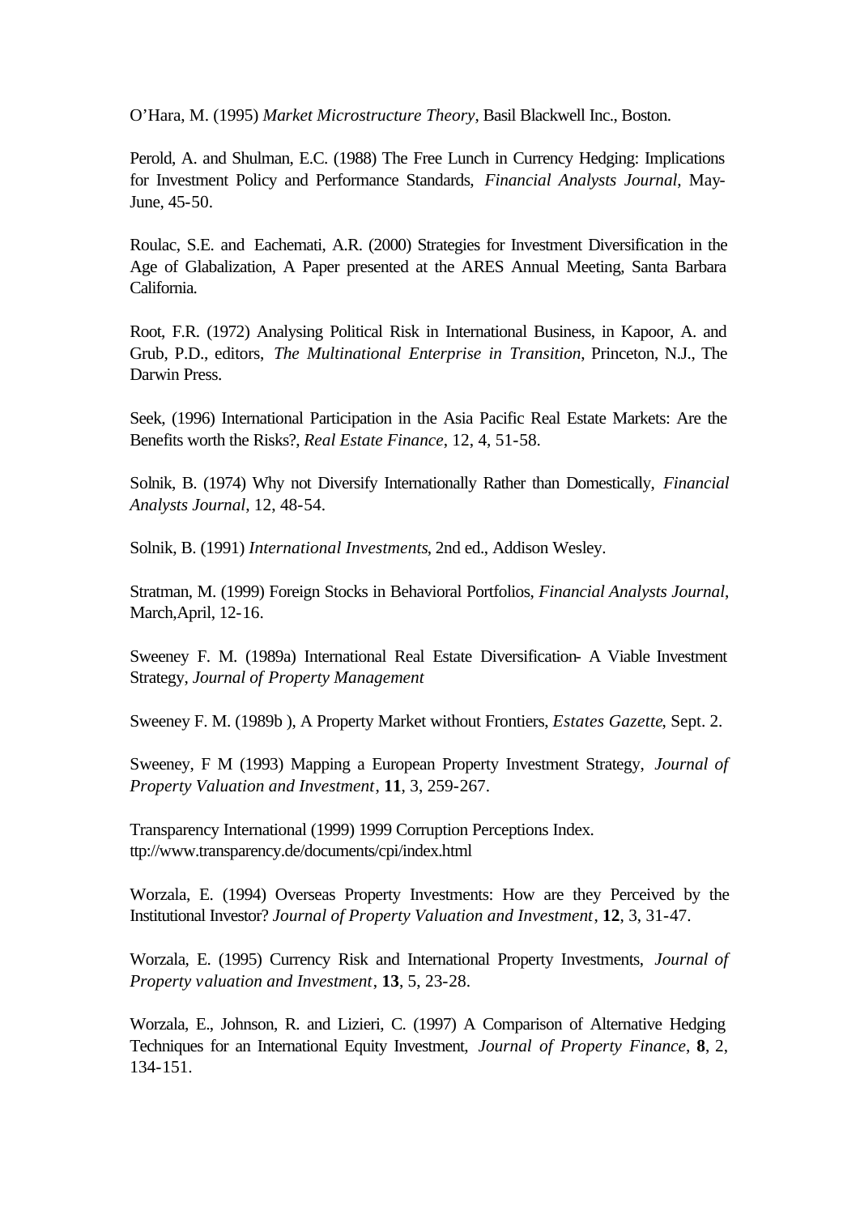O'Hara, M. (1995) *Market Microstructure Theory*, Basil Blackwell Inc., Boston.

Perold, A. and Shulman, E.C. (1988) The Free Lunch in Currency Hedging: Implications for Investment Policy and Performance Standards, *Financial Analysts Journal*, May-June, 45-50.

Roulac, S.E. and Eachemati, A.R. (2000) Strategies for Investment Diversification in the Age of Glabalization, A Paper presented at the ARES Annual Meeting, Santa Barbara California.

Root, F.R. (1972) Analysing Political Risk in International Business, in Kapoor, A. and Grub, P.D., editors, *The Multinational Enterprise in Transition*, Princeton, N.J., The Darwin Press.

Seek, (1996) International Participation in the Asia Pacific Real Estate Markets: Are the Benefits worth the Risks?, *Real Estate Finance*, 12, 4, 51-58.

Solnik, B. (1974) Why not Diversify Internationally Rather than Domestically, *Financial Analysts Journal*, 12, 48-54.

Solnik, B. (1991) *International Investments*, 2nd ed., Addison Wesley.

Stratman, M. (1999) Foreign Stocks in Behavioral Portfolios, *Financial Analysts Journal*, March,April, 12-16.

Sweeney F. M. (1989a) International Real Estate Diversification- A Viable Investment Strategy, *Journal of Property Management*

Sweeney F. M. (1989b ), A Property Market without Frontiers, *Estates Gazette*, Sept. 2.

Sweeney, F M (1993) Mapping a European Property Investment Strategy, *Journal of Property Valuation and Investment*, **11**, 3, 259-267.

Transparency International (1999) 1999 Corruption Perceptions Index. ttp://www.transparency.de/documents/cpi/index.html

Worzala, E. (1994) Overseas Property Investments: How are they Perceived by the Institutional Investor? *Journal of Property Valuation and Investment*, **12**, 3, 31-47.

Worzala, E. (1995) Currency Risk and International Property Investments, *Journal of Property valuation and Investment*, **13**, 5, 23-28.

Worzala, E., Johnson, R. and Lizieri, C. (1997) A Comparison of Alternative Hedging Techniques for an International Equity Investment, *Journal of Property Finance*, **8**, 2, 134-151.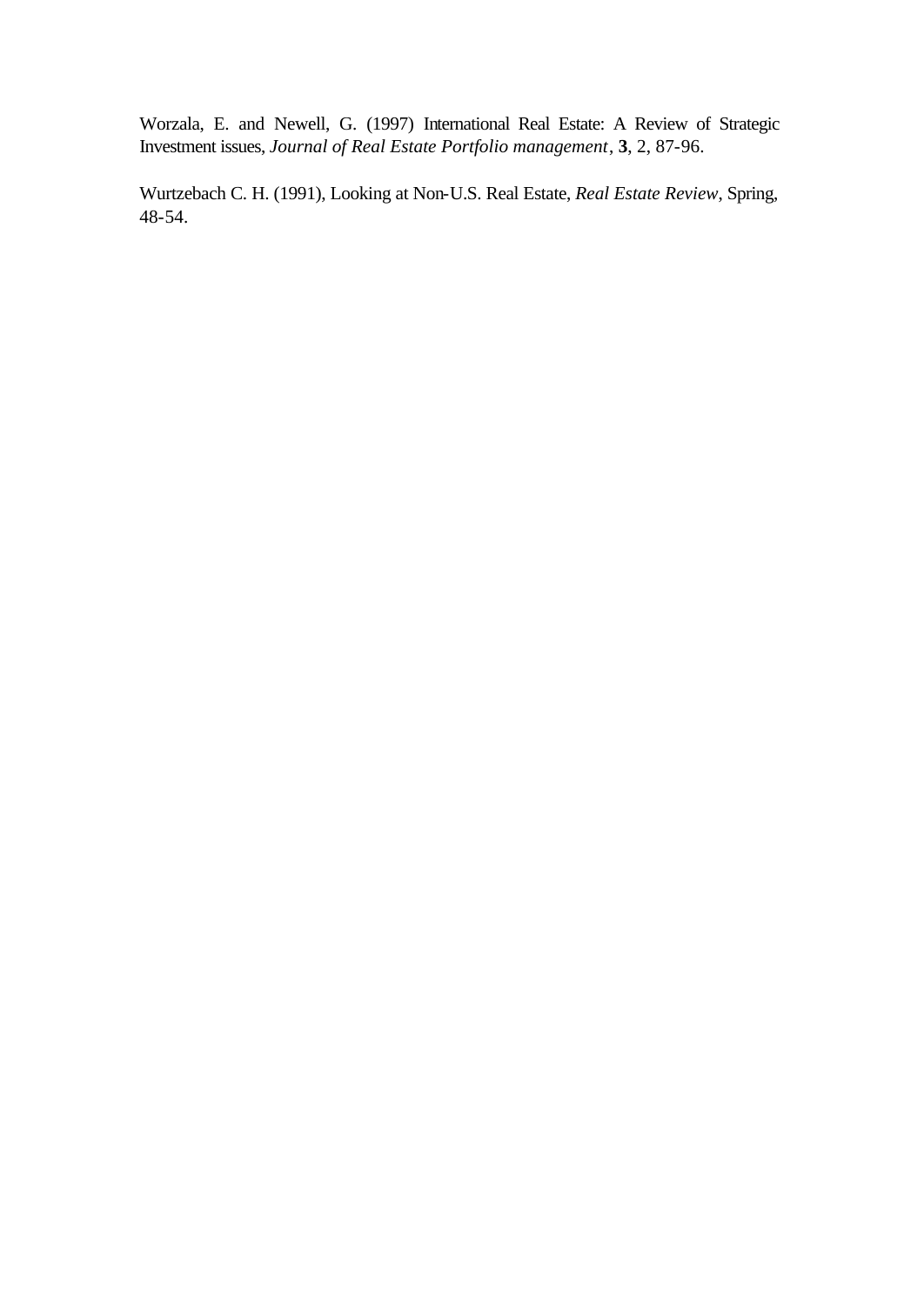Worzala, E. and Newell, G. (1997) International Real Estate: A Review of Strategic Investment issues, *Journal of Real Estate Portfolio management*, **3**, 2, 87-96.

Wurtzebach C. H. (1991), Looking at Non-U.S. Real Estate, *Real Estate Review*, Spring, 48-54.